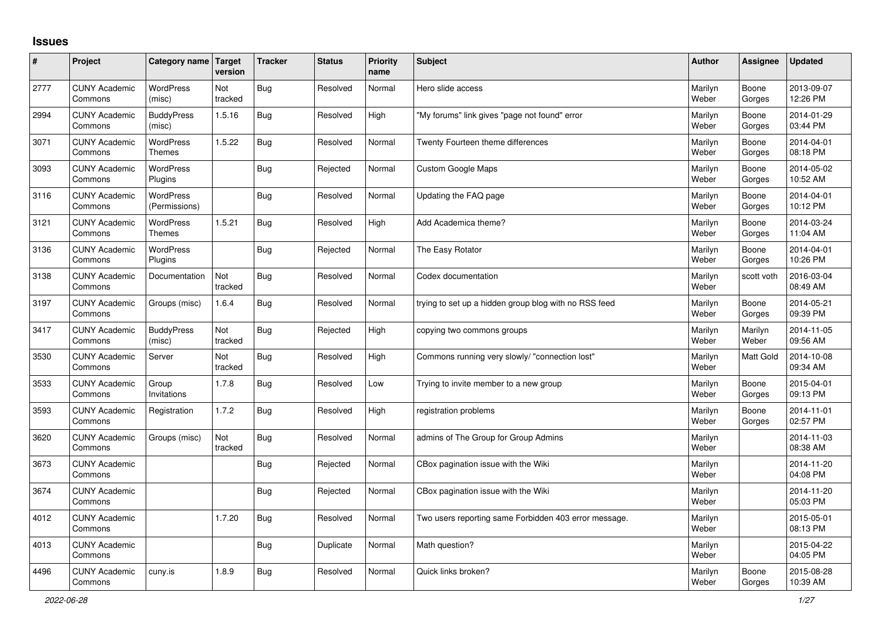# Issues

| # | Project | Category name | Target version | Tracker | Status | Priority name | Subject | Author | Assignee | Updated |
|---|---|---|---|---|---|---|---|---|---|---|
| 2777 | CUNY Academic Commons | WordPress (misc) | Not tracked | Bug | Resolved | Normal | Hero slide access | Marilyn Weber | Boone Gorges | 2013-09-07 12:26 PM |
| 2994 | CUNY Academic Commons | BuddyPress (misc) | 1.5.16 | Bug | Resolved | High | "My forums" link gives "page not found" error | Marilyn Weber | Boone Gorges | 2014-01-29 03:44 PM |
| 3071 | CUNY Academic Commons | WordPress Themes | 1.5.22 | Bug | Resolved | Normal | Twenty Fourteen theme differences | Marilyn Weber | Boone Gorges | 2014-04-01 08:18 PM |
| 3093 | CUNY Academic Commons | WordPress Plugins | | Bug | Rejected | Normal | Custom Google Maps | Marilyn Weber | Boone Gorges | 2014-05-02 10:52 AM |
| 3116 | CUNY Academic Commons | WordPress (Permissions) | | Bug | Resolved | Normal | Updating the FAQ page | Marilyn Weber | Boone Gorges | 2014-04-01 10:12 PM |
| 3121 | CUNY Academic Commons | WordPress Themes | 1.5.21 | Bug | Resolved | High | Add Academica theme? | Marilyn Weber | Boone Gorges | 2014-03-24 11:04 AM |
| 3136 | CUNY Academic Commons | WordPress Plugins | | Bug | Rejected | Normal | The Easy Rotator | Marilyn Weber | Boone Gorges | 2014-04-01 10:26 PM |
| 3138 | CUNY Academic Commons | Documentation | Not tracked | Bug | Resolved | Normal | Codex documentation | Marilyn Weber | scott voth | 2016-03-04 08:49 AM |
| 3197 | CUNY Academic Commons | Groups (misc) | 1.6.4 | Bug | Resolved | Normal | trying to set up a hidden group blog with no RSS feed | Marilyn Weber | Boone Gorges | 2014-05-21 09:39 PM |
| 3417 | CUNY Academic Commons | BuddyPress (misc) | Not tracked | Bug | Rejected | High | copying two commons groups | Marilyn Weber | Marilyn Weber | 2014-11-05 09:56 AM |
| 3530 | CUNY Academic Commons | Server | Not tracked | Bug | Resolved | High | Commons running very slowly/ "connection lost" | Marilyn Weber | Matt Gold | 2014-10-08 09:34 AM |
| 3533 | CUNY Academic Commons | Group Invitations | 1.7.8 | Bug | Resolved | Low | Trying to invite member to a new group | Marilyn Weber | Boone Gorges | 2015-04-01 09:13 PM |
| 3593 | CUNY Academic Commons | Registration | 1.7.2 | Bug | Resolved | High | registration problems | Marilyn Weber | Boone Gorges | 2014-11-01 02:57 PM |
| 3620 | CUNY Academic Commons | Groups (misc) | Not tracked | Bug | Resolved | Normal | admins of The Group for Group Admins | Marilyn Weber | | 2014-11-03 08:38 AM |
| 3673 | CUNY Academic Commons | | | Bug | Rejected | Normal | CBox pagination issue with the Wiki | Marilyn Weber | | 2014-11-20 04:08 PM |
| 3674 | CUNY Academic Commons | | | Bug | Rejected | Normal | CBox pagination issue with the Wiki | Marilyn Weber | | 2014-11-20 05:03 PM |
| 4012 | CUNY Academic Commons | | 1.7.20 | Bug | Resolved | Normal | Two users reporting same Forbidden 403 error message. | Marilyn Weber | | 2015-05-01 08:13 PM |
| 4013 | CUNY Academic Commons | | | Bug | Duplicate | Normal | Math question? | Marilyn Weber | | 2015-04-22 04:05 PM |
| 4496 | CUNY Academic Commons | cuny.is | 1.8.9 | Bug | Resolved | Normal | Quick links broken? | Marilyn Weber | Boone Gorges | 2015-08-28 10:39 AM |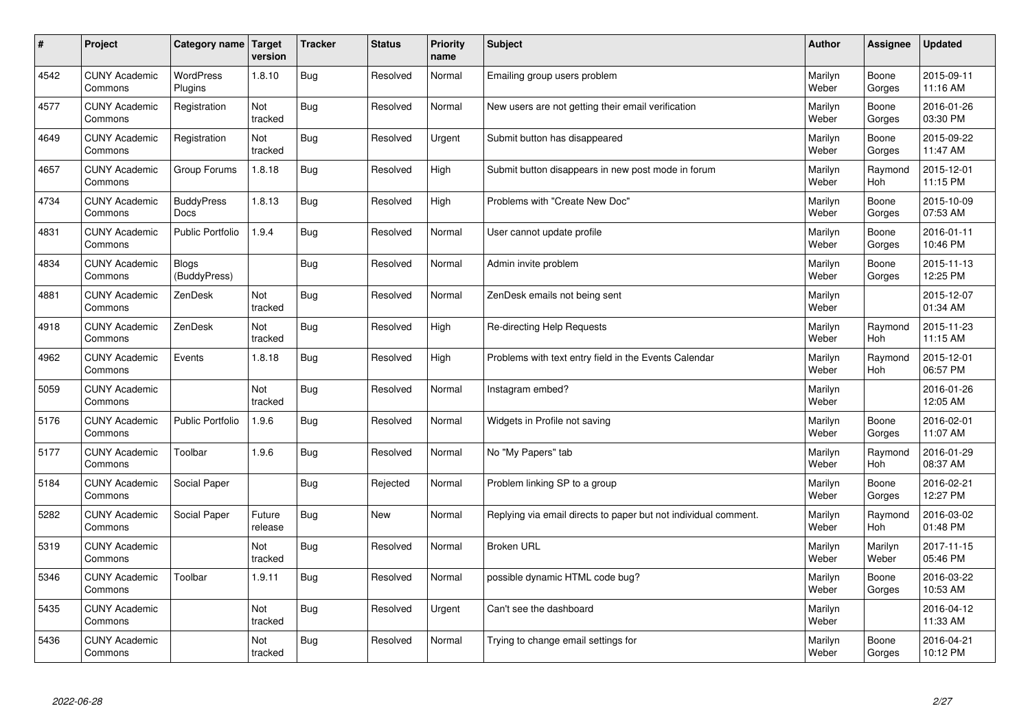| # | Project | Category name | Target version | Tracker | Status | Priority name | Subject | Author | Assignee | Updated |
|---|---|---|---|---|---|---|---|---|---|---|
| 4542 | CUNY Academic Commons | WordPress Plugins | 1.8.10 | Bug | Resolved | Normal | Emailing group users problem | Marilyn Weber | Boone Gorges | 2015-09-11 11:16 AM |
| 4577 | CUNY Academic Commons | Registration | Not tracked | Bug | Resolved | Normal | New users are not getting their email verification | Marilyn Weber | Boone Gorges | 2016-01-26 03:30 PM |
| 4649 | CUNY Academic Commons | Registration | Not tracked | Bug | Resolved | Urgent | Submit button has disappeared | Marilyn Weber | Boone Gorges | 2015-09-22 11:47 AM |
| 4657 | CUNY Academic Commons | Group Forums | 1.8.18 | Bug | Resolved | High | Submit button disappears in new post mode in forum | Marilyn Weber | Raymond Hoh | 2015-12-01 11:15 PM |
| 4734 | CUNY Academic Commons | BuddyPress Docs | 1.8.13 | Bug | Resolved | High | Problems with "Create New Doc" | Marilyn Weber | Boone Gorges | 2015-10-09 07:53 AM |
| 4831 | CUNY Academic Commons | Public Portfolio | 1.9.4 | Bug | Resolved | Normal | User cannot update profile | Marilyn Weber | Boone Gorges | 2016-01-11 10:46 PM |
| 4834 | CUNY Academic Commons | Blogs (BuddyPress) | | Bug | Resolved | Normal | Admin invite problem | Marilyn Weber | Boone Gorges | 2015-11-13 12:25 PM |
| 4881 | CUNY Academic Commons | ZenDesk | Not tracked | Bug | Resolved | Normal | ZenDesk emails not being sent | Marilyn Weber | | 2015-12-07 01:34 AM |
| 4918 | CUNY Academic Commons | ZenDesk | Not tracked | Bug | Resolved | High | Re-directing Help Requests | Marilyn Weber | Raymond Hoh | 2015-11-23 11:15 AM |
| 4962 | CUNY Academic Commons | Events | 1.8.18 | Bug | Resolved | High | Problems with text entry field in the Events Calendar | Marilyn Weber | Raymond Hoh | 2015-12-01 06:57 PM |
| 5059 | CUNY Academic Commons | | Not tracked | Bug | Resolved | Normal | Instagram embed? | Marilyn Weber | | 2016-01-26 12:05 AM |
| 5176 | CUNY Academic Commons | Public Portfolio | 1.9.6 | Bug | Resolved | Normal | Widgets in Profile not saving | Marilyn Weber | Boone Gorges | 2016-02-01 11:07 AM |
| 5177 | CUNY Academic Commons | Toolbar | 1.9.6 | Bug | Resolved | Normal | No "My Papers" tab | Marilyn Weber | Raymond Hoh | 2016-01-29 08:37 AM |
| 5184 | CUNY Academic Commons | Social Paper | | Bug | Rejected | Normal | Problem linking SP to a group | Marilyn Weber | Boone Gorges | 2016-02-21 12:27 PM |
| 5282 | CUNY Academic Commons | Social Paper | Future release | Bug | New | Normal | Replying via email directs to paper but not individual comment. | Marilyn Weber | Raymond Hoh | 2016-03-02 01:48 PM |
| 5319 | CUNY Academic Commons | | Not tracked | Bug | Resolved | Normal | Broken URL | Marilyn Weber | Marilyn Weber | 2017-11-15 05:46 PM |
| 5346 | CUNY Academic Commons | Toolbar | 1.9.11 | Bug | Resolved | Normal | possible dynamic HTML code bug? | Marilyn Weber | Boone Gorges | 2016-03-22 10:53 AM |
| 5435 | CUNY Academic Commons | | Not tracked | Bug | Resolved | Urgent | Can't see the dashboard | Marilyn Weber | | 2016-04-12 11:33 AM |
| 5436 | CUNY Academic Commons | | Not tracked | Bug | Resolved | Normal | Trying to change email settings for | Marilyn Weber | Boone Gorges | 2016-04-21 10:12 PM |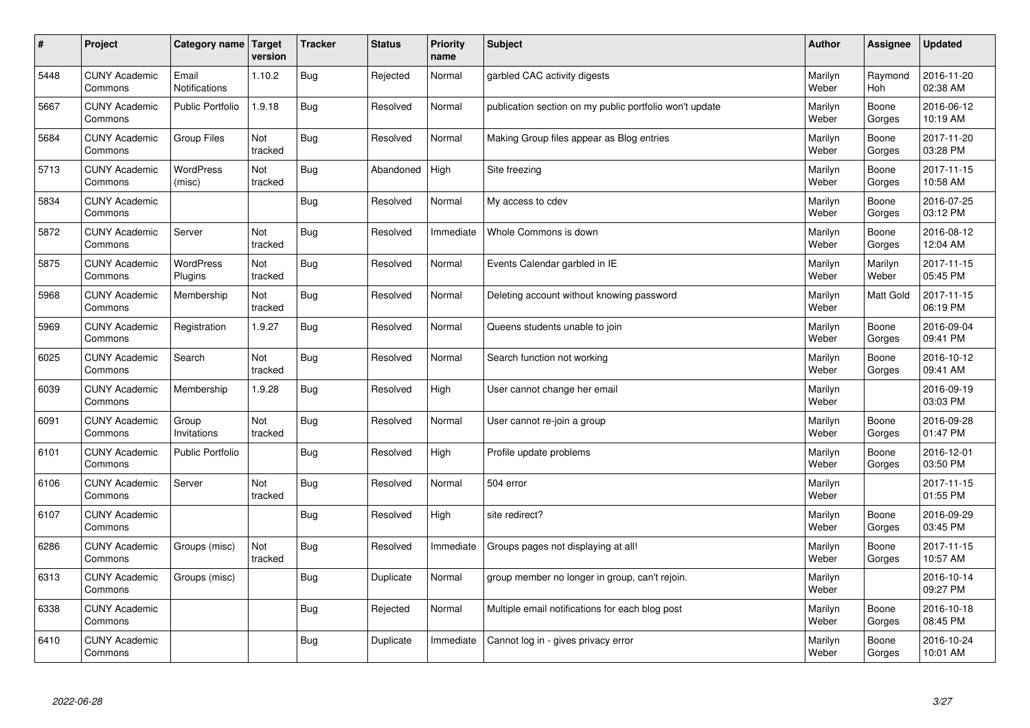| # | Project | Category name | Target version | Tracker | Status | Priority name | Subject | Author | Assignee | Updated |
|---|---|---|---|---|---|---|---|---|---|---|
| 5448 | CUNY Academic Commons | Email Notifications | 1.10.2 | Bug | Rejected | Normal | garbled CAC activity digests | Marilyn Weber | Raymond Hoh | 2016-11-20 02:38 AM |
| 5667 | CUNY Academic Commons | Public Portfolio | 1.9.18 | Bug | Resolved | Normal | publication section on my public portfolio won't update | Marilyn Weber | Boone Gorges | 2016-06-12 10:19 AM |
| 5684 | CUNY Academic Commons | Group Files | Not tracked | Bug | Resolved | Normal | Making Group files appear as Blog entries | Marilyn Weber | Boone Gorges | 2017-11-20 03:28 PM |
| 5713 | CUNY Academic Commons | WordPress (misc) | Not tracked | Bug | Abandoned | High | Site freezing | Marilyn Weber | Boone Gorges | 2017-11-15 10:58 AM |
| 5834 | CUNY Academic Commons | | | Bug | Resolved | Normal | My access to cdev | Marilyn Weber | Boone Gorges | 2016-07-25 03:12 PM |
| 5872 | CUNY Academic Commons | Server | Not tracked | Bug | Resolved | Immediate | Whole Commons is down | Marilyn Weber | Boone Gorges | 2016-08-12 12:04 AM |
| 5875 | CUNY Academic Commons | WordPress Plugins | Not tracked | Bug | Resolved | Normal | Events Calendar garbled in IE | Marilyn Weber | Marilyn Weber | 2017-11-15 05:45 PM |
| 5968 | CUNY Academic Commons | Membership | Not tracked | Bug | Resolved | Normal | Deleting account without knowing password | Marilyn Weber | Matt Gold | 2017-11-15 06:19 PM |
| 5969 | CUNY Academic Commons | Registration | 1.9.27 | Bug | Resolved | Normal | Queens students unable to join | Marilyn Weber | Boone Gorges | 2016-09-04 09:41 PM |
| 6025 | CUNY Academic Commons | Search | Not tracked | Bug | Resolved | Normal | Search function not working | Marilyn Weber | Boone Gorges | 2016-10-12 09:41 AM |
| 6039 | CUNY Academic Commons | Membership | 1.9.28 | Bug | Resolved | High | User cannot change her email | Marilyn Weber | | 2016-09-19 03:03 PM |
| 6091 | CUNY Academic Commons | Group Invitations | Not tracked | Bug | Resolved | Normal | User cannot re-join a group | Marilyn Weber | Boone Gorges | 2016-09-28 01:47 PM |
| 6101 | CUNY Academic Commons | Public Portfolio | | Bug | Resolved | High | Profile update problems | Marilyn Weber | Boone Gorges | 2016-12-01 03:50 PM |
| 6106 | CUNY Academic Commons | Server | Not tracked | Bug | Resolved | Normal | 504 error | Marilyn Weber | | 2017-11-15 01:55 PM |
| 6107 | CUNY Academic Commons | | | Bug | Resolved | High | site redirect? | Marilyn Weber | Boone Gorges | 2016-09-29 03:45 PM |
| 6286 | CUNY Academic Commons | Groups (misc) | Not tracked | Bug | Resolved | Immediate | Groups pages not displaying at all! | Marilyn Weber | Boone Gorges | 2017-11-15 10:57 AM |
| 6313 | CUNY Academic Commons | Groups (misc) | | Bug | Duplicate | Normal | group member no longer in group, can't rejoin. | Marilyn Weber | | 2016-10-14 09:27 PM |
| 6338 | CUNY Academic Commons | | | Bug | Rejected | Normal | Multiple email notifications for each blog post | Marilyn Weber | Boone Gorges | 2016-10-18 08:45 PM |
| 6410 | CUNY Academic Commons | | | Bug | Duplicate | Immediate | Cannot log in - gives privacy error | Marilyn Weber | Boone Gorges | 2016-10-24 10:01 AM |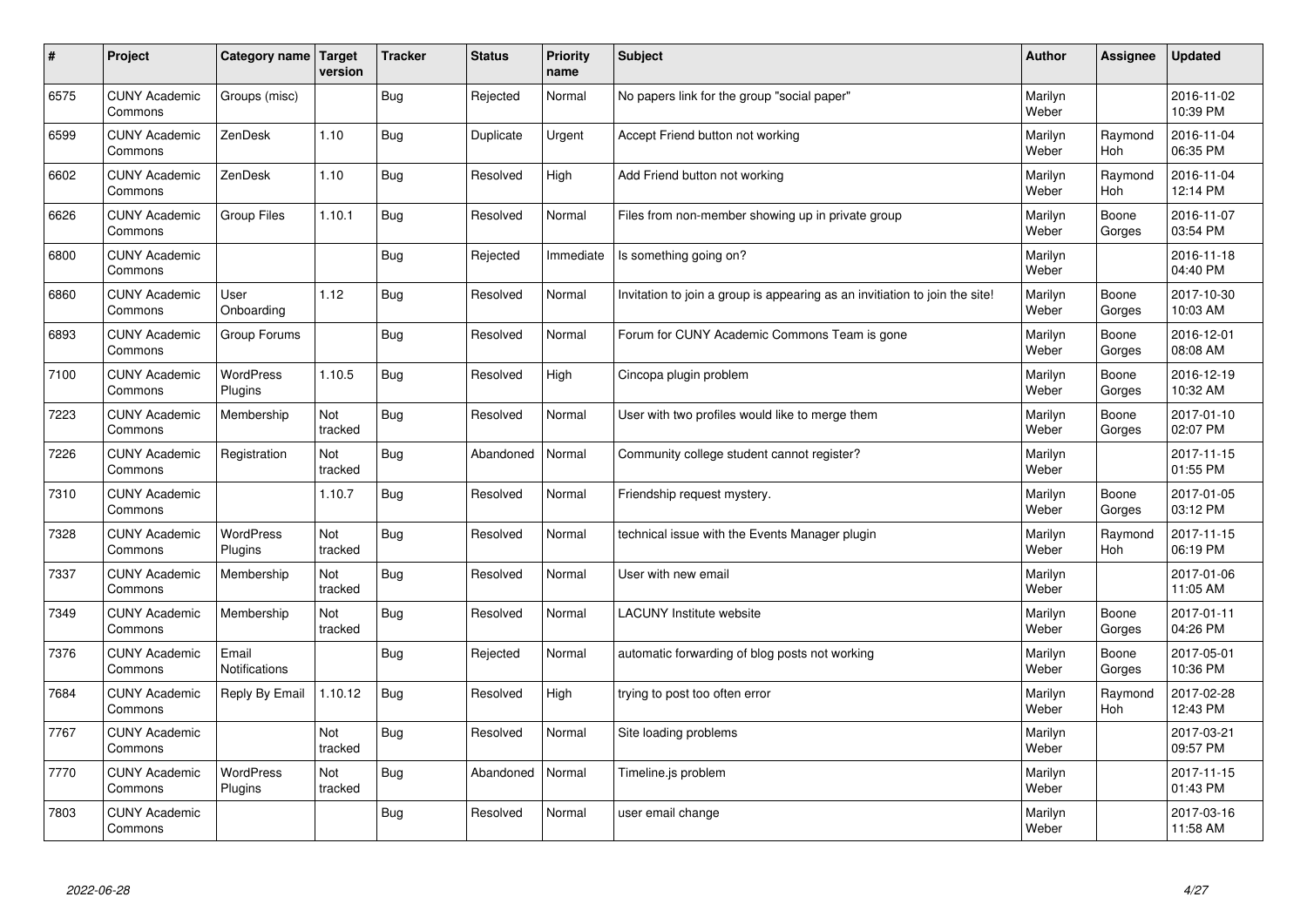| # | Project | Category name | Target version | Tracker | Status | Priority name | Subject | Author | Assignee | Updated |
|---|---|---|---|---|---|---|---|---|---|---|
| 6575 | CUNY Academic Commons | Groups (misc) | | Bug | Rejected | Normal | No papers link for the group "social paper" | Marilyn Weber | | 2016-11-02 10:39 PM |
| 6599 | CUNY Academic Commons | ZenDesk | 1.10 | Bug | Duplicate | Urgent | Accept Friend button not working | Marilyn Weber | Raymond Hoh | 2016-11-04 06:35 PM |
| 6602 | CUNY Academic Commons | ZenDesk | 1.10 | Bug | Resolved | High | Add Friend button not working | Marilyn Weber | Raymond Hoh | 2016-11-04 12:14 PM |
| 6626 | CUNY Academic Commons | Group Files | 1.10.1 | Bug | Resolved | Normal | Files from non-member showing up in private group | Marilyn Weber | Boone Gorges | 2016-11-07 03:54 PM |
| 6800 | CUNY Academic Commons | | | Bug | Rejected | Immediate | Is something going on? | Marilyn Weber | | 2016-11-18 04:40 PM |
| 6860 | CUNY Academic Commons | User Onboarding | 1.12 | Bug | Resolved | Normal | Invitation to join a group is appearing as an invitiation to join the site! | Marilyn Weber | Boone Gorges | 2017-10-30 10:03 AM |
| 6893 | CUNY Academic Commons | Group Forums | | Bug | Resolved | Normal | Forum for CUNY Academic Commons Team is gone | Marilyn Weber | Boone Gorges | 2016-12-01 08:08 AM |
| 7100 | CUNY Academic Commons | WordPress Plugins | 1.10.5 | Bug | Resolved | High | Cincopa plugin problem | Marilyn Weber | Boone Gorges | 2016-12-19 10:32 AM |
| 7223 | CUNY Academic Commons | Membership | Not tracked | Bug | Resolved | Normal | User with two profiles would like to merge them | Marilyn Weber | Boone Gorges | 2017-01-10 02:07 PM |
| 7226 | CUNY Academic Commons | Registration | Not tracked | Bug | Abandoned | Normal | Community college student cannot register? | Marilyn Weber | | 2017-11-15 01:55 PM |
| 7310 | CUNY Academic Commons | | 1.10.7 | Bug | Resolved | Normal | Friendship request mystery. | Marilyn Weber | Boone Gorges | 2017-01-05 03:12 PM |
| 7328 | CUNY Academic Commons | WordPress Plugins | Not tracked | Bug | Resolved | Normal | technical issue with the Events Manager plugin | Marilyn Weber | Raymond Hoh | 2017-11-15 06:19 PM |
| 7337 | CUNY Academic Commons | Membership | Not tracked | Bug | Resolved | Normal | User with new email | Marilyn Weber | | 2017-01-06 11:05 AM |
| 7349 | CUNY Academic Commons | Membership | Not tracked | Bug | Resolved | Normal | LACUNY Institute website | Marilyn Weber | Boone Gorges | 2017-01-11 04:26 PM |
| 7376 | CUNY Academic Commons | Email Notifications | | Bug | Rejected | Normal | automatic forwarding of blog posts not working | Marilyn Weber | Boone Gorges | 2017-05-01 10:36 PM |
| 7684 | CUNY Academic Commons | Reply By Email | 1.10.12 | Bug | Resolved | High | trying to post too often error | Marilyn Weber | Raymond Hoh | 2017-02-28 12:43 PM |
| 7767 | CUNY Academic Commons | | Not tracked | Bug | Resolved | Normal | Site loading problems | Marilyn Weber | | 2017-03-21 09:57 PM |
| 7770 | CUNY Academic Commons | WordPress Plugins | Not tracked | Bug | Abandoned | Normal | Timeline.js problem | Marilyn Weber | | 2017-11-15 01:43 PM |
| 7803 | CUNY Academic Commons | | | Bug | Resolved | Normal | user email change | Marilyn Weber | | 2017-03-16 11:58 AM |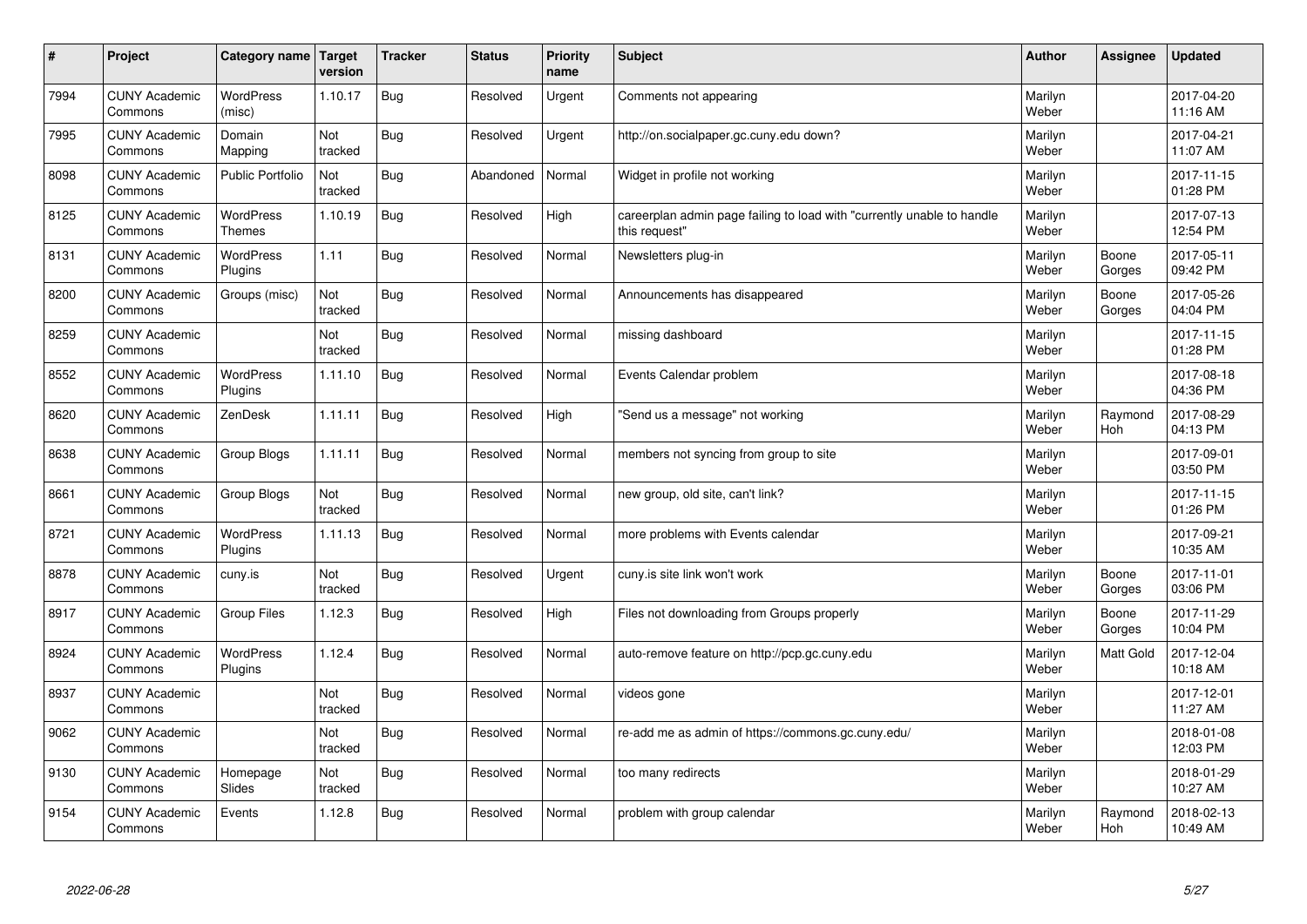| # | Project | Category name | Target version | Tracker | Status | Priority name | Subject | Author | Assignee | Updated |
|---|---|---|---|---|---|---|---|---|---|---|
| 7994 | CUNY Academic Commons | WordPress (misc) | 1.10.17 | Bug | Resolved | Urgent | Comments not appearing | Marilyn Weber | | 2017-04-20 11:16 AM |
| 7995 | CUNY Academic Commons | Domain Mapping | Not tracked | Bug | Resolved | Urgent | http://on.socialpaper.gc.cuny.edu down? | Marilyn Weber | | 2017-04-21 11:07 AM |
| 8098 | CUNY Academic Commons | Public Portfolio | Not tracked | Bug | Abandoned | Normal | Widget in profile not working | Marilyn Weber | | 2017-11-15 01:28 PM |
| 8125 | CUNY Academic Commons | WordPress Themes | 1.10.19 | Bug | Resolved | High | careerplan admin page failing to load with "currently unable to handle this request" | Marilyn Weber | | 2017-07-13 12:54 PM |
| 8131 | CUNY Academic Commons | WordPress Plugins | 1.11 | Bug | Resolved | Normal | Newsletters plug-in | Marilyn Weber | Boone Gorges | 2017-05-11 09:42 PM |
| 8200 | CUNY Academic Commons | Groups (misc) | Not tracked | Bug | Resolved | Normal | Announcements has disappeared | Marilyn Weber | Boone Gorges | 2017-05-26 04:04 PM |
| 8259 | CUNY Academic Commons | | Not tracked | Bug | Resolved | Normal | missing dashboard | Marilyn Weber | | 2017-11-15 01:28 PM |
| 8552 | CUNY Academic Commons | WordPress Plugins | 1.11.10 | Bug | Resolved | Normal | Events Calendar problem | Marilyn Weber | | 2017-08-18 04:36 PM |
| 8620 | CUNY Academic Commons | ZenDesk | 1.11.11 | Bug | Resolved | High | "Send us a message" not working | Marilyn Weber | Raymond Hoh | 2017-08-29 04:13 PM |
| 8638 | CUNY Academic Commons | Group Blogs | 1.11.11 | Bug | Resolved | Normal | members not syncing from group to site | Marilyn Weber | | 2017-09-01 03:50 PM |
| 8661 | CUNY Academic Commons | Group Blogs | Not tracked | Bug | Resolved | Normal | new group, old site, can't link? | Marilyn Weber | | 2017-11-15 01:26 PM |
| 8721 | CUNY Academic Commons | WordPress Plugins | 1.11.13 | Bug | Resolved | Normal | more problems with Events calendar | Marilyn Weber | | 2017-09-21 10:35 AM |
| 8878 | CUNY Academic Commons | cuny.is | Not tracked | Bug | Resolved | Urgent | cuny.is site link won't work | Marilyn Weber | Boone Gorges | 2017-11-01 03:06 PM |
| 8917 | CUNY Academic Commons | Group Files | 1.12.3 | Bug | Resolved | High | Files not downloading from Groups properly | Marilyn Weber | Boone Gorges | 2017-11-29 10:04 PM |
| 8924 | CUNY Academic Commons | WordPress Plugins | 1.12.4 | Bug | Resolved | Normal | auto-remove feature on http://pcp.gc.cuny.edu | Marilyn Weber | Matt Gold | 2017-12-04 10:18 AM |
| 8937 | CUNY Academic Commons | | Not tracked | Bug | Resolved | Normal | videos gone | Marilyn Weber | | 2017-12-01 11:27 AM |
| 9062 | CUNY Academic Commons | | Not tracked | Bug | Resolved | Normal | re-add me as admin of https://commons.gc.cuny.edu/ | Marilyn Weber | | 2018-01-08 12:03 PM |
| 9130 | CUNY Academic Commons | Homepage Slides | Not tracked | Bug | Resolved | Normal | too many redirects | Marilyn Weber | | 2018-01-29 10:27 AM |
| 9154 | CUNY Academic Commons | Events | 1.12.8 | Bug | Resolved | Normal | problem with group calendar | Marilyn Weber | Raymond Hoh | 2018-02-13 10:49 AM |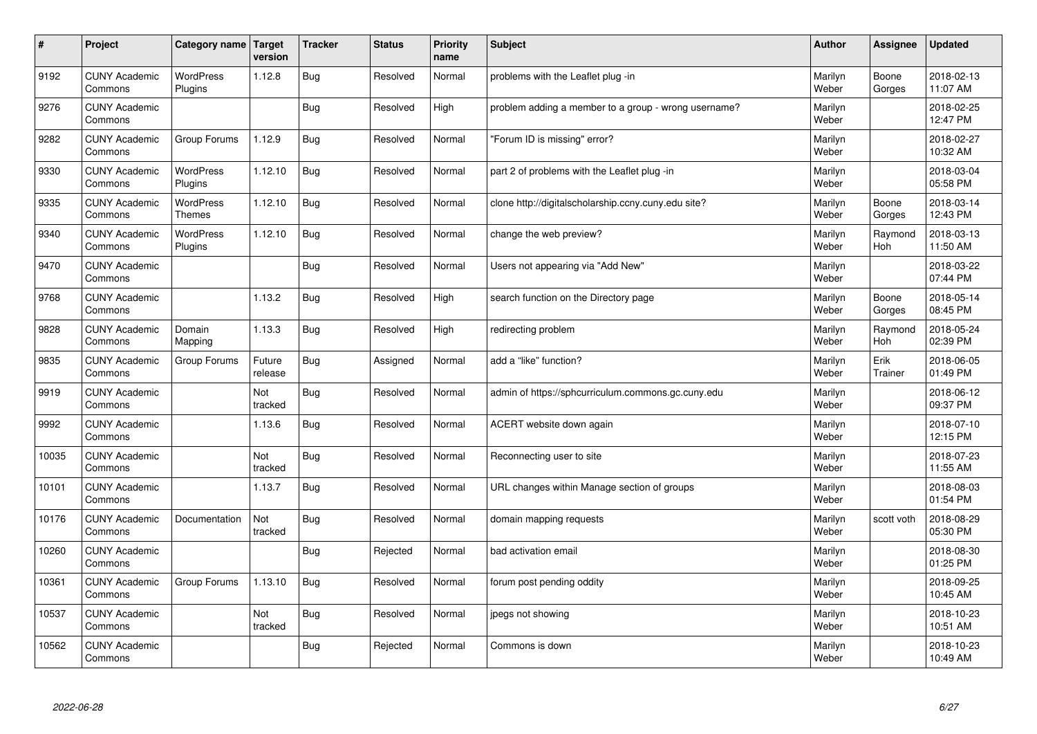| # | Project | Category name | Target version | Tracker | Status | Priority name | Subject | Author | Assignee | Updated |
|---|---|---|---|---|---|---|---|---|---|---|
| 9192 | CUNY Academic Commons | WordPress Plugins | 1.12.8 | Bug | Resolved | Normal | problems with the Leaflet plug -in | Marilyn Weber | Boone Gorges | 2018-02-13 11:07 AM |
| 9276 | CUNY Academic Commons | | | Bug | Resolved | High | problem adding a member to a group - wrong username? | Marilyn Weber | | 2018-02-25 12:47 PM |
| 9282 | CUNY Academic Commons | Group Forums | 1.12.9 | Bug | Resolved | Normal | "Forum ID is missing" error? | Marilyn Weber | | 2018-02-27 10:32 AM |
| 9330 | CUNY Academic Commons | WordPress Plugins | 1.12.10 | Bug | Resolved | Normal | part 2 of problems with the Leaflet plug -in | Marilyn Weber | | 2018-03-04 05:58 PM |
| 9335 | CUNY Academic Commons | WordPress Themes | 1.12.10 | Bug | Resolved | Normal | clone http://digitalscholarship.ccny.cuny.edu site? | Marilyn Weber | Boone Gorges | 2018-03-14 12:43 PM |
| 9340 | CUNY Academic Commons | WordPress Plugins | 1.12.10 | Bug | Resolved | Normal | change the web preview? | Marilyn Weber | Raymond Hoh | 2018-03-13 11:50 AM |
| 9470 | CUNY Academic Commons | | | Bug | Resolved | Normal | Users not appearing via "Add New" | Marilyn Weber | | 2018-03-22 07:44 PM |
| 9768 | CUNY Academic Commons | | 1.13.2 | Bug | Resolved | High | search function on the Directory page | Marilyn Weber | Boone Gorges | 2018-05-14 08:45 PM |
| 9828 | CUNY Academic Commons | Domain Mapping | 1.13.3 | Bug | Resolved | High | redirecting problem | Marilyn Weber | Raymond Hoh | 2018-05-24 02:39 PM |
| 9835 | CUNY Academic Commons | Group Forums | Future release | Bug | Assigned | Normal | add a "like" function? | Marilyn Weber | Erik Trainer | 2018-06-05 01:49 PM |
| 9919 | CUNY Academic Commons | | Not tracked | Bug | Resolved | Normal | admin of https://sphcurriculum.commons.gc.cuny.edu | Marilyn Weber | | 2018-06-12 09:37 PM |
| 9992 | CUNY Academic Commons | | 1.13.6 | Bug | Resolved | Normal | ACERT website down again | Marilyn Weber | | 2018-07-10 12:15 PM |
| 10035 | CUNY Academic Commons | | Not tracked | Bug | Resolved | Normal | Reconnecting user to site | Marilyn Weber | | 2018-07-23 11:55 AM |
| 10101 | CUNY Academic Commons | | 1.13.7 | Bug | Resolved | Normal | URL changes within Manage section of groups | Marilyn Weber | | 2018-08-03 01:54 PM |
| 10176 | CUNY Academic Commons | Documentation | Not tracked | Bug | Resolved | Normal | domain mapping requests | Marilyn Weber | scott voth | 2018-08-29 05:30 PM |
| 10260 | CUNY Academic Commons | | | Bug | Rejected | Normal | bad activation email | Marilyn Weber | | 2018-08-30 01:25 PM |
| 10361 | CUNY Academic Commons | Group Forums | 1.13.10 | Bug | Resolved | Normal | forum post pending oddity | Marilyn Weber | | 2018-09-25 10:45 AM |
| 10537 | CUNY Academic Commons | | Not tracked | Bug | Resolved | Normal | jpegs not showing | Marilyn Weber | | 2018-10-23 10:51 AM |
| 10562 | CUNY Academic Commons | | | Bug | Rejected | Normal | Commons is down | Marilyn Weber | | 2018-10-23 10:49 AM |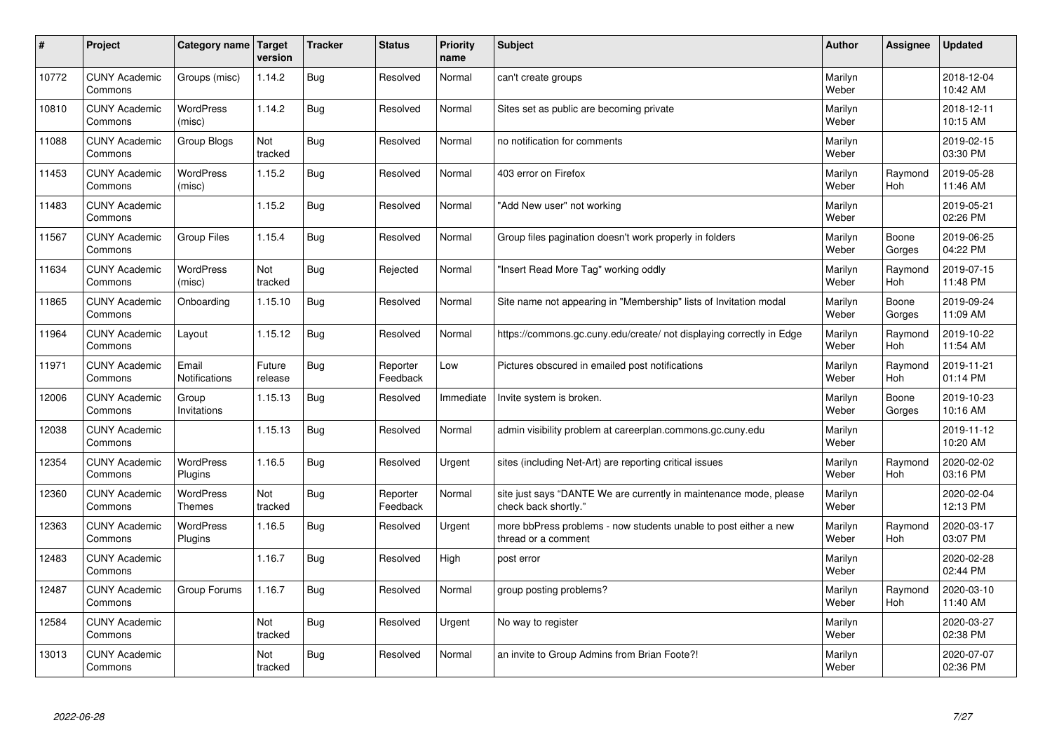| # | Project | Category name | Target version | Tracker | Status | Priority name | Subject | Author | Assignee | Updated |
|---|---|---|---|---|---|---|---|---|---|---|
| 10772 | CUNY Academic Commons | Groups (misc) | 1.14.2 | Bug | Resolved | Normal | can't create groups | Marilyn Weber | | 2018-12-04 10:42 AM |
| 10810 | CUNY Academic Commons | WordPress (misc) | 1.14.2 | Bug | Resolved | Normal | Sites set as public are becoming private | Marilyn Weber | | 2018-12-11 10:15 AM |
| 11088 | CUNY Academic Commons | Group Blogs | Not tracked | Bug | Resolved | Normal | no notification for comments | Marilyn Weber | | 2019-02-15 03:30 PM |
| 11453 | CUNY Academic Commons | WordPress (misc) | 1.15.2 | Bug | Resolved | Normal | 403 error on Firefox | Marilyn Weber | Raymond Hoh | 2019-05-28 11:46 AM |
| 11483 | CUNY Academic Commons | | 1.15.2 | Bug | Resolved | Normal | "Add New user" not working | Marilyn Weber | | 2019-05-21 02:26 PM |
| 11567 | CUNY Academic Commons | Group Files | 1.15.4 | Bug | Resolved | Normal | Group files pagination doesn't work properly in folders | Marilyn Weber | Boone Gorges | 2019-06-25 04:22 PM |
| 11634 | CUNY Academic Commons | WordPress (misc) | Not tracked | Bug | Rejected | Normal | "Insert Read More Tag" working oddly | Marilyn Weber | Raymond Hoh | 2019-07-15 11:48 PM |
| 11865 | CUNY Academic Commons | Onboarding | 1.15.10 | Bug | Resolved | Normal | Site name not appearing in "Membership" lists of Invitation modal | Marilyn Weber | Boone Gorges | 2019-09-24 11:09 AM |
| 11964 | CUNY Academic Commons | Layout | 1.15.12 | Bug | Resolved | Normal | https://commons.gc.cuny.edu/create/ not displaying correctly in Edge | Marilyn Weber | Raymond Hoh | 2019-10-22 11:54 AM |
| 11971 | CUNY Academic Commons | Email Notifications | Future release | Bug | Reporter Feedback | Low | Pictures obscured in emailed post notifications | Marilyn Weber | Raymond Hoh | 2019-11-21 01:14 PM |
| 12006 | CUNY Academic Commons | Group Invitations | 1.15.13 | Bug | Resolved | Immediate | Invite system is broken. | Marilyn Weber | Boone Gorges | 2019-10-23 10:16 AM |
| 12038 | CUNY Academic Commons | | 1.15.13 | Bug | Resolved | Normal | admin visibility problem at careerplan.commons.gc.cuny.edu | Marilyn Weber | | 2019-11-12 10:20 AM |
| 12354 | CUNY Academic Commons | WordPress Plugins | 1.16.5 | Bug | Resolved | Urgent | sites (including Net-Art) are reporting critical issues | Marilyn Weber | Raymond Hoh | 2020-02-02 03:16 PM |
| 12360 | CUNY Academic Commons | WordPress Themes | Not tracked | Bug | Reporter Feedback | Normal | site just says "DANTE We are currently in maintenance mode, please check back shortly." | Marilyn Weber | | 2020-02-04 12:13 PM |
| 12363 | CUNY Academic Commons | WordPress Plugins | 1.16.5 | Bug | Resolved | Urgent | more bbPress problems - now students unable to post either a new thread or a comment | Marilyn Weber | Raymond Hoh | 2020-03-17 03:07 PM |
| 12483 | CUNY Academic Commons | | 1.16.7 | Bug | Resolved | High | post error | Marilyn Weber | | 2020-02-28 02:44 PM |
| 12487 | CUNY Academic Commons | Group Forums | 1.16.7 | Bug | Resolved | Normal | group posting problems? | Marilyn Weber | Raymond Hoh | 2020-03-10 11:40 AM |
| 12584 | CUNY Academic Commons | | Not tracked | Bug | Resolved | Urgent | No way to register | Marilyn Weber | | 2020-03-27 02:38 PM |
| 13013 | CUNY Academic Commons | | Not tracked | Bug | Resolved | Normal | an invite to Group Admins from Brian Foote?! | Marilyn Weber | | 2020-07-07 02:36 PM |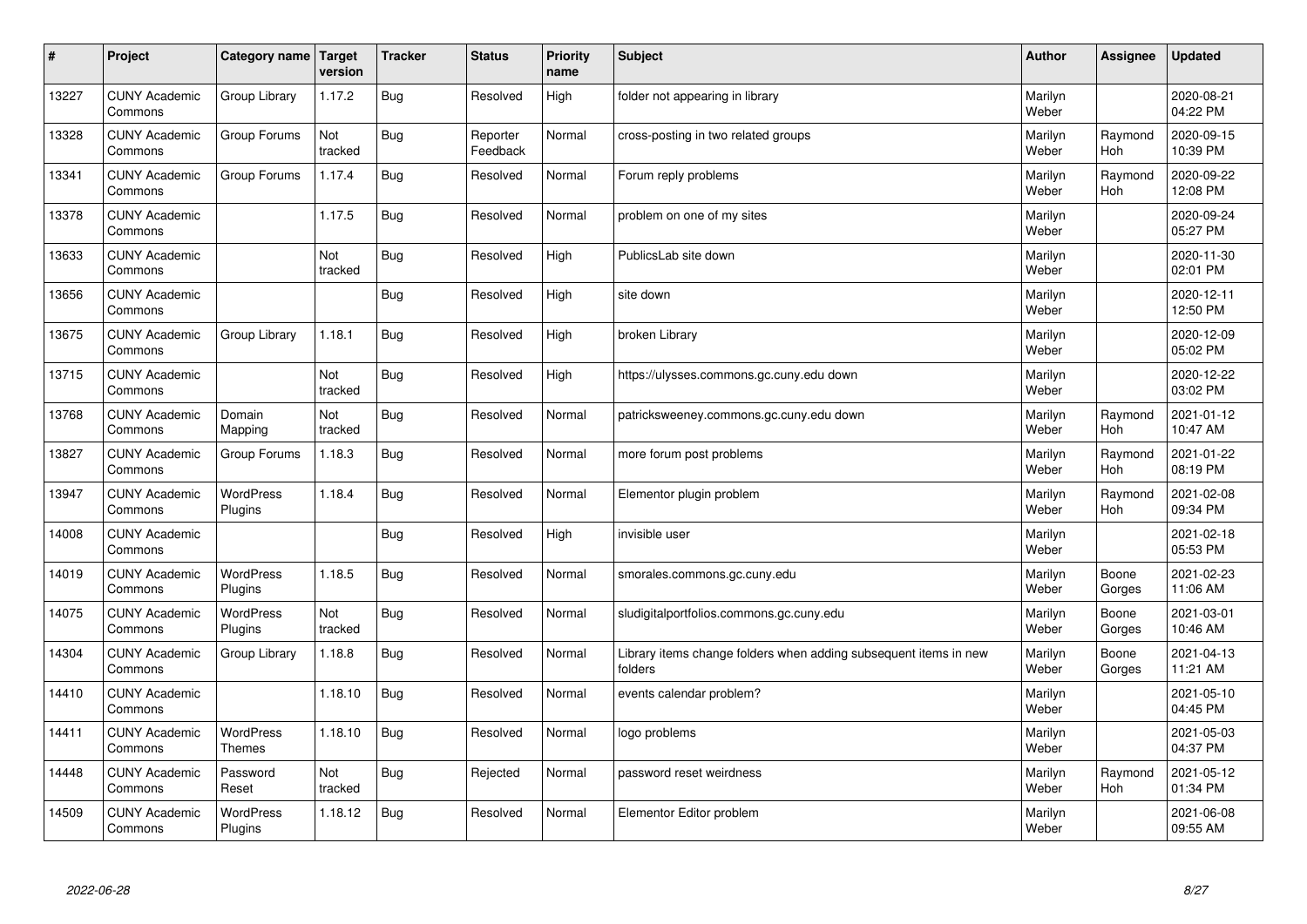| # | Project | Category name | Target version | Tracker | Status | Priority name | Subject | Author | Assignee | Updated |
|---|---|---|---|---|---|---|---|---|---|---|
| 13227 | CUNY Academic Commons | Group Library | 1.17.2 | Bug | Resolved | High | folder not appearing in library | Marilyn Weber | | 2020-08-21 04:22 PM |
| 13328 | CUNY Academic Commons | Group Forums | Not tracked | Bug | Reporter Feedback | Normal | cross-posting in two related groups | Marilyn Weber | Raymond Hoh | 2020-09-15 10:39 PM |
| 13341 | CUNY Academic Commons | Group Forums | 1.17.4 | Bug | Resolved | Normal | Forum reply problems | Marilyn Weber | Raymond Hoh | 2020-09-22 12:08 PM |
| 13378 | CUNY Academic Commons | | 1.17.5 | Bug | Resolved | Normal | problem on one of my sites | Marilyn Weber | | 2020-09-24 05:27 PM |
| 13633 | CUNY Academic Commons | | Not tracked | Bug | Resolved | High | PublicsLab site down | Marilyn Weber | | 2020-11-30 02:01 PM |
| 13656 | CUNY Academic Commons | | | Bug | Resolved | High | site down | Marilyn Weber | | 2020-12-11 12:50 PM |
| 13675 | CUNY Academic Commons | Group Library | 1.18.1 | Bug | Resolved | High | broken Library | Marilyn Weber | | 2020-12-09 05:02 PM |
| 13715 | CUNY Academic Commons | | Not tracked | Bug | Resolved | High | https://ulysses.commons.gc.cuny.edu down | Marilyn Weber | | 2020-12-22 03:02 PM |
| 13768 | CUNY Academic Commons | Domain Mapping | Not tracked | Bug | Resolved | Normal | patricksweeney.commons.gc.cuny.edu down | Marilyn Weber | Raymond Hoh | 2021-01-12 10:47 AM |
| 13827 | CUNY Academic Commons | Group Forums | 1.18.3 | Bug | Resolved | Normal | more forum post problems | Marilyn Weber | Raymond Hoh | 2021-01-22 08:19 PM |
| 13947 | CUNY Academic Commons | WordPress Plugins | 1.18.4 | Bug | Resolved | Normal | Elementor plugin problem | Marilyn Weber | Raymond Hoh | 2021-02-08 09:34 PM |
| 14008 | CUNY Academic Commons | | | Bug | Resolved | High | invisible user | Marilyn Weber | | 2021-02-18 05:53 PM |
| 14019 | CUNY Academic Commons | WordPress Plugins | 1.18.5 | Bug | Resolved | Normal | smorales.commons.gc.cuny.edu | Marilyn Weber | Boone Gorges | 2021-02-23 11:06 AM |
| 14075 | CUNY Academic Commons | WordPress Plugins | Not tracked | Bug | Resolved | Normal | sludigitalportfolios.commons.gc.cuny.edu | Marilyn Weber | Boone Gorges | 2021-03-01 10:46 AM |
| 14304 | CUNY Academic Commons | Group Library | 1.18.8 | Bug | Resolved | Normal | Library items change folders when adding subsequent items in new folders | Marilyn Weber | Boone Gorges | 2021-04-13 11:21 AM |
| 14410 | CUNY Academic Commons | | 1.18.10 | Bug | Resolved | Normal | events calendar problem? | Marilyn Weber | | 2021-05-10 04:45 PM |
| 14411 | CUNY Academic Commons | WordPress Themes | 1.18.10 | Bug | Resolved | Normal | logo problems | Marilyn Weber | | 2021-05-03 04:37 PM |
| 14448 | CUNY Academic Commons | Password Reset | Not tracked | Bug | Rejected | Normal | password reset weirdness | Marilyn Weber | Raymond Hoh | 2021-05-12 01:34 PM |
| 14509 | CUNY Academic Commons | WordPress Plugins | 1.18.12 | Bug | Resolved | Normal | Elementor Editor problem | Marilyn Weber | | 2021-06-08 09:55 AM |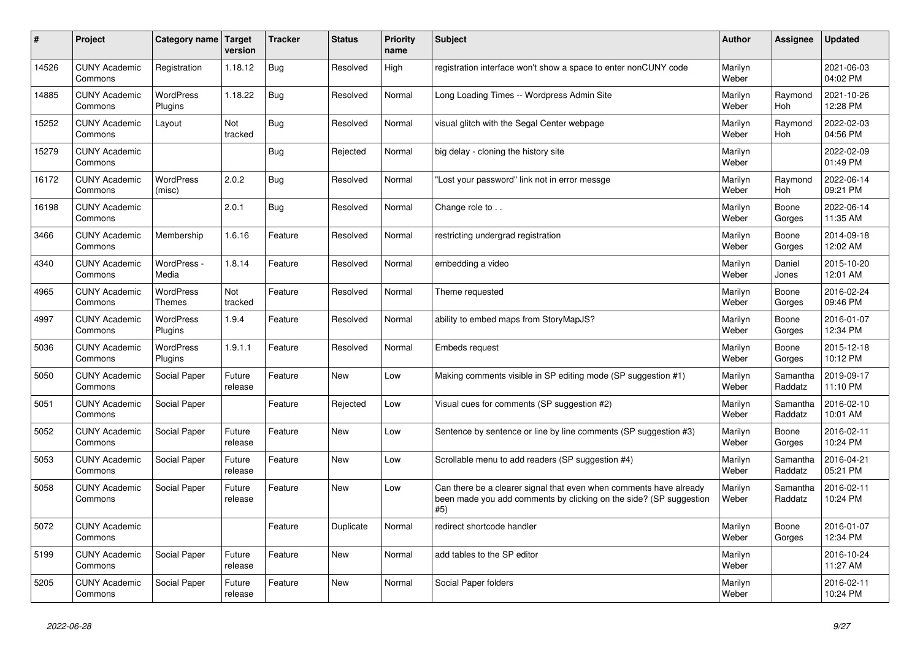| # | Project | Category name | Target version | Tracker | Status | Priority name | Subject | Author | Assignee | Updated |
|---|---|---|---|---|---|---|---|---|---|---|
| 14526 | CUNY Academic Commons | Registration | 1.18.12 | Bug | Resolved | High | registration interface won't show a space to enter nonCUNY code | Marilyn Weber | | 2021-06-03 04:02 PM |
| 14885 | CUNY Academic Commons | WordPress Plugins | 1.18.22 | Bug | Resolved | Normal | Long Loading Times -- Wordpress Admin Site | Marilyn Weber | Raymond Hoh | 2021-10-26 12:28 PM |
| 15252 | CUNY Academic Commons | Layout | Not tracked | Bug | Resolved | Normal | visual glitch with the Segal Center webpage | Marilyn Weber | Raymond Hoh | 2022-02-03 04:56 PM |
| 15279 | CUNY Academic Commons | | | Bug | Rejected | Normal | big delay - cloning the history site | Marilyn Weber | | 2022-02-09 01:49 PM |
| 16172 | CUNY Academic Commons | WordPress (misc) | 2.0.2 | Bug | Resolved | Normal | "Lost your password" link not in error messge | Marilyn Weber | Raymond Hoh | 2022-06-14 09:21 PM |
| 16198 | CUNY Academic Commons | | 2.0.1 | Bug | Resolved | Normal | Change role to . . | Marilyn Weber | Boone Gorges | 2022-06-14 11:35 AM |
| 3466 | CUNY Academic Commons | Membership | 1.6.16 | Feature | Resolved | Normal | restricting undergrad registration | Marilyn Weber | Boone Gorges | 2014-09-18 12:02 AM |
| 4340 | CUNY Academic Commons | WordPress - Media | 1.8.14 | Feature | Resolved | Normal | embedding a video | Marilyn Weber | Daniel Jones | 2015-10-20 12:01 AM |
| 4965 | CUNY Academic Commons | WordPress Themes | Not tracked | Feature | Resolved | Normal | Theme requested | Marilyn Weber | Boone Gorges | 2016-02-24 09:46 PM |
| 4997 | CUNY Academic Commons | WordPress Plugins | 1.9.4 | Feature | Resolved | Normal | ability to embed maps from StoryMapJS? | Marilyn Weber | Boone Gorges | 2016-01-07 12:34 PM |
| 5036 | CUNY Academic Commons | WordPress Plugins | 1.9.1.1 | Feature | Resolved | Normal | Embeds request | Marilyn Weber | Boone Gorges | 2015-12-18 10:12 PM |
| 5050 | CUNY Academic Commons | Social Paper | Future release | Feature | New | Low | Making comments visible in SP editing mode (SP suggestion #1) | Marilyn Weber | Samantha Raddatz | 2019-09-17 11:10 PM |
| 5051 | CUNY Academic Commons | Social Paper | | Feature | Rejected | Low | Visual cues for comments (SP suggestion #2) | Marilyn Weber | Samantha Raddatz | 2016-02-10 10:01 AM |
| 5052 | CUNY Academic Commons | Social Paper | Future release | Feature | New | Low | Sentence by sentence or line by line comments (SP suggestion #3) | Marilyn Weber | Boone Gorges | 2016-02-11 10:24 PM |
| 5053 | CUNY Academic Commons | Social Paper | Future release | Feature | New | Low | Scrollable menu to add readers (SP suggestion #4) | Marilyn Weber | Samantha Raddatz | 2016-04-21 05:21 PM |
| 5058 | CUNY Academic Commons | Social Paper | Future release | Feature | New | Low | Can there be a clearer signal that even when comments have already been made you add comments by clicking on the side? (SP suggestion #5) | Marilyn Weber | Samantha Raddatz | 2016-02-11 10:24 PM |
| 5072 | CUNY Academic Commons | | | Feature | Duplicate | Normal | redirect shortcode handler | Marilyn Weber | Boone Gorges | 2016-01-07 12:34 PM |
| 5199 | CUNY Academic Commons | Social Paper | Future release | Feature | New | Normal | add tables to the SP editor | Marilyn Weber | | 2016-10-24 11:27 AM |
| 5205 | CUNY Academic Commons | Social Paper | Future release | Feature | New | Normal | Social Paper folders | Marilyn Weber | | 2016-02-11 10:24 PM |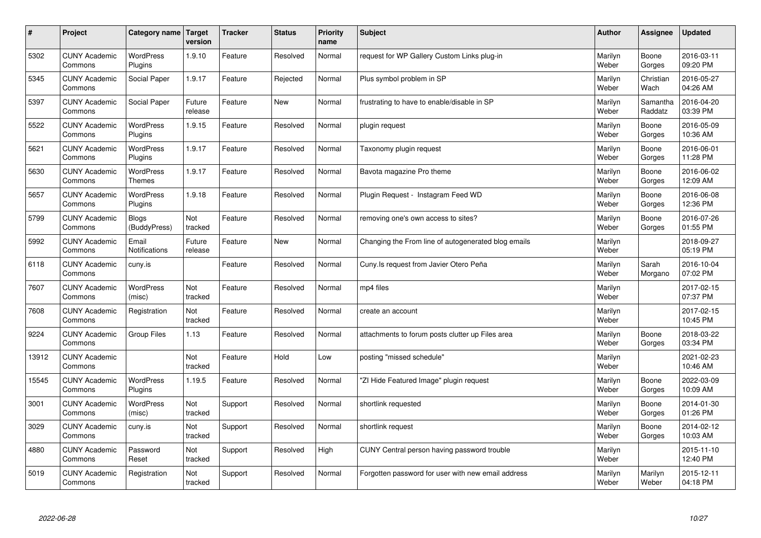| # | Project | Category name | Target version | Tracker | Status | Priority name | Subject | Author | Assignee | Updated |
|---|---|---|---|---|---|---|---|---|---|---|
| 5302 | CUNY Academic Commons | WordPress Plugins | 1.9.10 | Feature | Resolved | Normal | request for WP Gallery Custom Links plug-in | Marilyn Weber | Boone Gorges | 2016-03-11 09:20 PM |
| 5345 | CUNY Academic Commons | Social Paper | 1.9.17 | Feature | Rejected | Normal | Plus symbol problem in SP | Marilyn Weber | Christian Wach | 2016-05-27 04:26 AM |
| 5397 | CUNY Academic Commons | Social Paper | Future release | Feature | New | Normal | frustrating to have to enable/disable in SP | Marilyn Weber | Samantha Raddatz | 2016-04-20 03:39 PM |
| 5522 | CUNY Academic Commons | WordPress Plugins | 1.9.15 | Feature | Resolved | Normal | plugin request | Marilyn Weber | Boone Gorges | 2016-05-09 10:36 AM |
| 5621 | CUNY Academic Commons | WordPress Plugins | 1.9.17 | Feature | Resolved | Normal | Taxonomy plugin request | Marilyn Weber | Boone Gorges | 2016-06-01 11:28 PM |
| 5630 | CUNY Academic Commons | WordPress Themes | 1.9.17 | Feature | Resolved | Normal | Bavota magazine Pro theme | Marilyn Weber | Boone Gorges | 2016-06-02 12:09 AM |
| 5657 | CUNY Academic Commons | WordPress Plugins | 1.9.18 | Feature | Resolved | Normal | Plugin Request - Instagram Feed WD | Marilyn Weber | Boone Gorges | 2016-06-08 12:36 PM |
| 5799 | CUNY Academic Commons | Blogs (BuddyPress) | Not tracked | Feature | Resolved | Normal | removing one's own access to sites? | Marilyn Weber | Boone Gorges | 2016-07-26 01:55 PM |
| 5992 | CUNY Academic Commons | Email Notifications | Future release | Feature | New | Normal | Changing the From line of autogenerated blog emails | Marilyn Weber | | 2018-09-27 05:19 PM |
| 6118 | CUNY Academic Commons | cuny.is | | Feature | Resolved | Normal | Cuny.Is request from Javier Otero Peña | Marilyn Weber | Sarah Morgano | 2016-10-04 07:02 PM |
| 7607 | CUNY Academic Commons | WordPress (misc) | Not tracked | Feature | Resolved | Normal | mp4 files | Marilyn Weber | | 2017-02-15 07:37 PM |
| 7608 | CUNY Academic Commons | Registration | Not tracked | Feature | Resolved | Normal | create an account | Marilyn Weber | | 2017-02-15 10:45 PM |
| 9224 | CUNY Academic Commons | Group Files | 1.13 | Feature | Resolved | Normal | attachments to forum posts clutter up Files area | Marilyn Weber | Boone Gorges | 2018-03-22 03:34 PM |
| 13912 | CUNY Academic Commons | | Not tracked | Feature | Hold | Low | posting "missed schedule" | Marilyn Weber | | 2021-02-23 10:46 AM |
| 15545 | CUNY Academic Commons | WordPress Plugins | 1.19.5 | Feature | Resolved | Normal | "ZI Hide Featured Image" plugin request | Marilyn Weber | Boone Gorges | 2022-03-09 10:09 AM |
| 3001 | CUNY Academic Commons | WordPress (misc) | Not tracked | Support | Resolved | Normal | shortlink requested | Marilyn Weber | Boone Gorges | 2014-01-30 01:26 PM |
| 3029 | CUNY Academic Commons | cuny.is | Not tracked | Support | Resolved | Normal | shortlink request | Marilyn Weber | Boone Gorges | 2014-02-12 10:03 AM |
| 4880 | CUNY Academic Commons | Password Reset | Not tracked | Support | Resolved | High | CUNY Central person having password trouble | Marilyn Weber | | 2015-11-10 12:40 PM |
| 5019 | CUNY Academic Commons | Registration | Not tracked | Support | Resolved | Normal | Forgotten password for user with new email address | Marilyn Weber | Marilyn Weber | 2015-12-11 04:18 PM |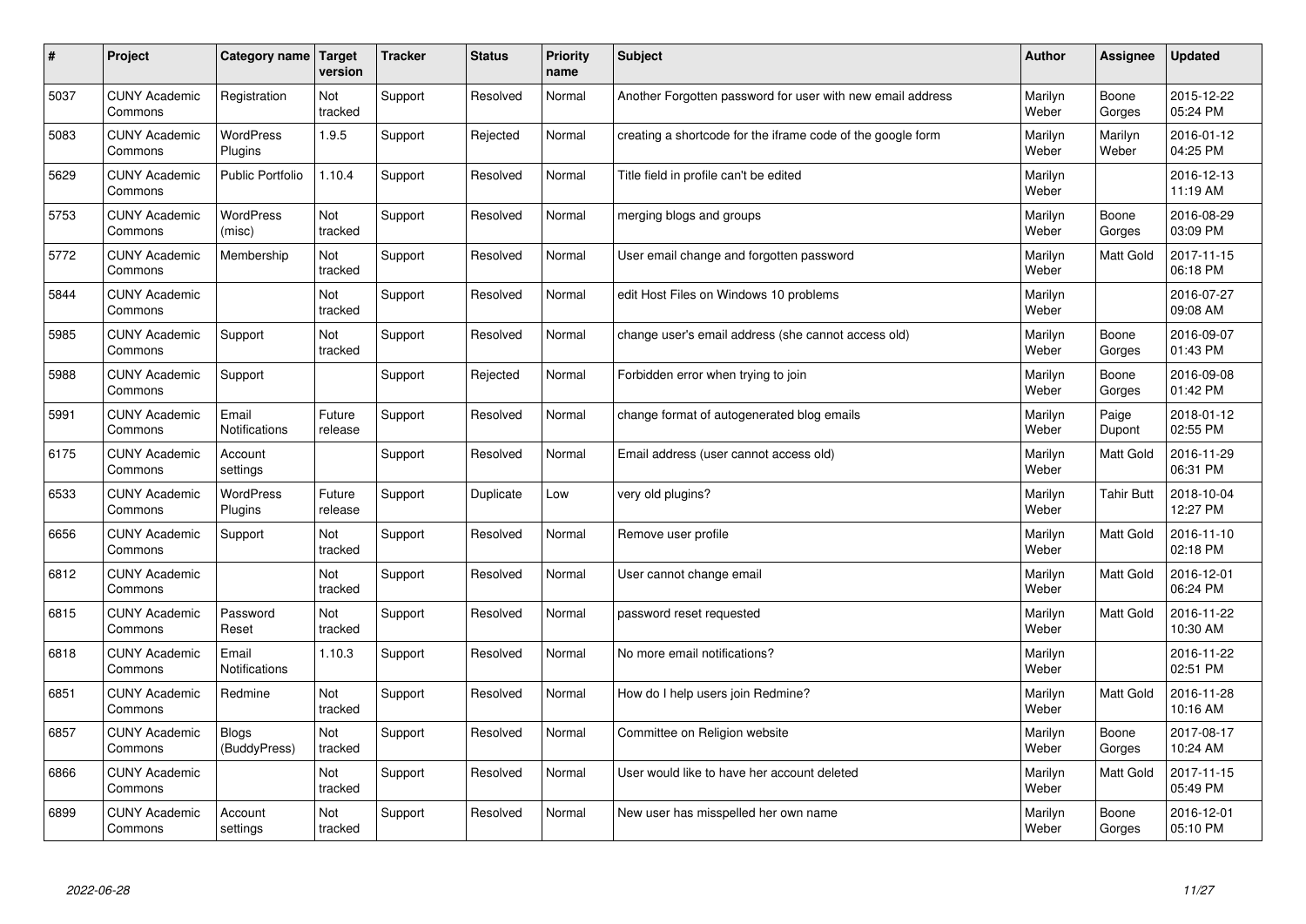| # | Project | Category name | Target version | Tracker | Status | Priority name | Subject | Author | Assignee | Updated |
|---|---|---|---|---|---|---|---|---|---|---|
| 5037 | CUNY Academic Commons | Registration | Not tracked | Support | Resolved | Normal | Another Forgotten password for user with new email address | Marilyn Weber | Boone Gorges | 2015-12-22 05:24 PM |
| 5083 | CUNY Academic Commons | WordPress Plugins | 1.9.5 | Support | Rejected | Normal | creating a shortcode for the iframe code of the google form | Marilyn Weber | Marilyn Weber | 2016-01-12 04:25 PM |
| 5629 | CUNY Academic Commons | Public Portfolio | 1.10.4 | Support | Resolved | Normal | Title field in profile can't be edited | Marilyn Weber | | 2016-12-13 11:19 AM |
| 5753 | CUNY Academic Commons | WordPress (misc) | Not tracked | Support | Resolved | Normal | merging blogs and groups | Marilyn Weber | Boone Gorges | 2016-08-29 03:09 PM |
| 5772 | CUNY Academic Commons | Membership | Not tracked | Support | Resolved | Normal | User email change and forgotten password | Marilyn Weber | Matt Gold | 2017-11-15 06:18 PM |
| 5844 | CUNY Academic Commons | | Not tracked | Support | Resolved | Normal | edit Host Files on Windows 10 problems | Marilyn Weber | | 2016-07-27 09:08 AM |
| 5985 | CUNY Academic Commons | Support | Not tracked | Support | Resolved | Normal | change user's email address (she cannot access old) | Marilyn Weber | Boone Gorges | 2016-09-07 01:43 PM |
| 5988 | CUNY Academic Commons | Support | | Support | Rejected | Normal | Forbidden error when trying to join | Marilyn Weber | Boone Gorges | 2016-09-08 01:42 PM |
| 5991 | CUNY Academic Commons | Email Notifications | Future release | Support | Resolved | Normal | change format of autogenerated blog emails | Marilyn Weber | Paige Dupont | 2018-01-12 02:55 PM |
| 6175 | CUNY Academic Commons | Account settings | | Support | Resolved | Normal | Email address (user cannot access old) | Marilyn Weber | Matt Gold | 2016-11-29 06:31 PM |
| 6533 | CUNY Academic Commons | WordPress Plugins | Future release | Support | Duplicate | Low | very old plugins? | Marilyn Weber | Tahir Butt | 2018-10-04 12:27 PM |
| 6656 | CUNY Academic Commons | Support | Not tracked | Support | Resolved | Normal | Remove user profile | Marilyn Weber | Matt Gold | 2016-11-10 02:18 PM |
| 6812 | CUNY Academic Commons | | Not tracked | Support | Resolved | Normal | User cannot change email | Marilyn Weber | Matt Gold | 2016-12-01 06:24 PM |
| 6815 | CUNY Academic Commons | Password Reset | Not tracked | Support | Resolved | Normal | password reset requested | Marilyn Weber | Matt Gold | 2016-11-22 10:30 AM |
| 6818 | CUNY Academic Commons | Email Notifications | 1.10.3 | Support | Resolved | Normal | No more email notifications? | Marilyn Weber | | 2016-11-22 02:51 PM |
| 6851 | CUNY Academic Commons | Redmine | Not tracked | Support | Resolved | Normal | How do I help users join Redmine? | Marilyn Weber | Matt Gold | 2016-11-28 10:16 AM |
| 6857 | CUNY Academic Commons | Blogs (BuddyPress) | Not tracked | Support | Resolved | Normal | Committee on Religion website | Marilyn Weber | Boone Gorges | 2017-08-17 10:24 AM |
| 6866 | CUNY Academic Commons | | Not tracked | Support | Resolved | Normal | User would like to have her account deleted | Marilyn Weber | Matt Gold | 2017-11-15 05:49 PM |
| 6899 | CUNY Academic Commons | Account settings | Not tracked | Support | Resolved | Normal | New user has misspelled her own name | Marilyn Weber | Boone Gorges | 2016-12-01 05:10 PM |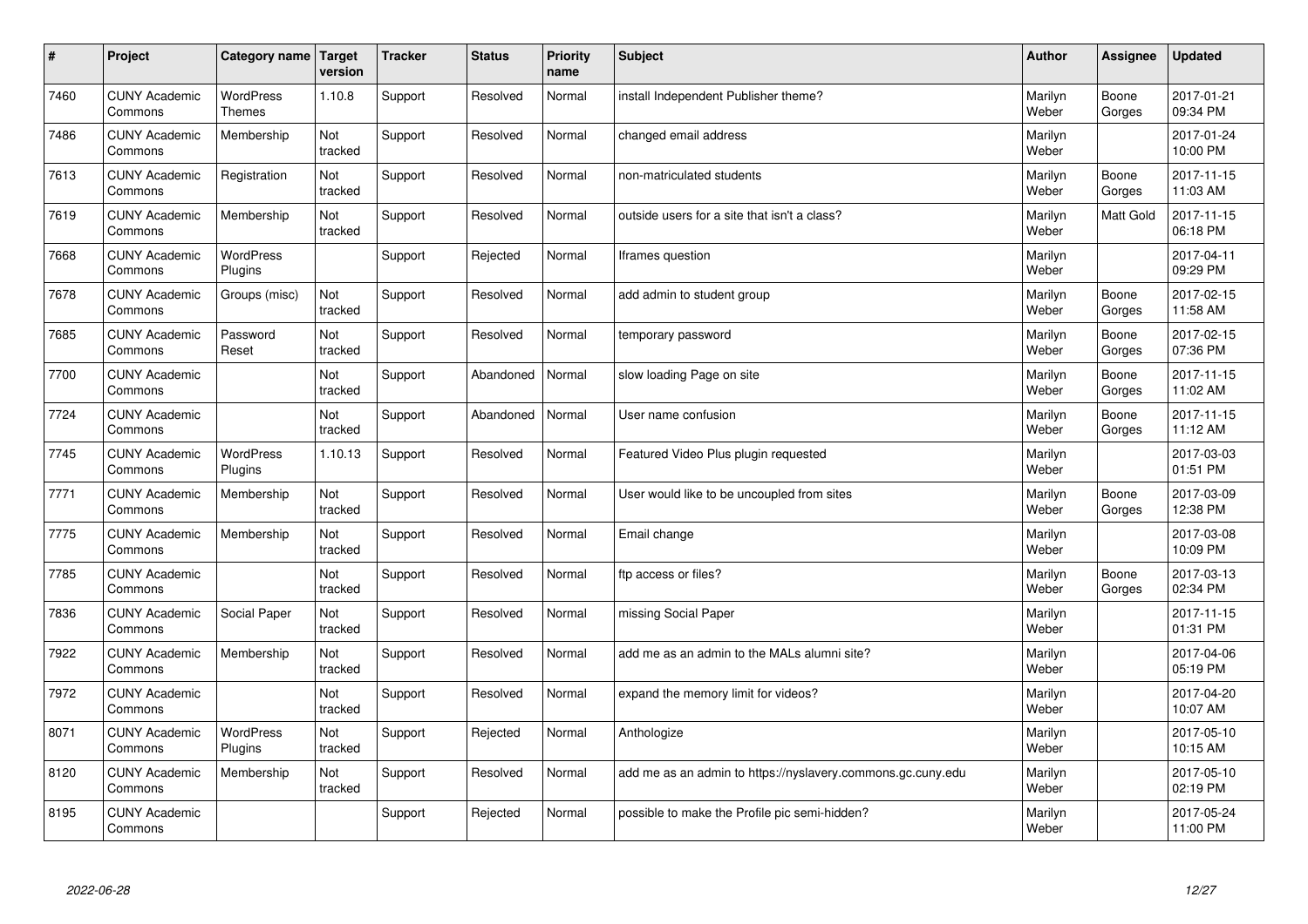| # | Project | Category name | Target version | Tracker | Status | Priority name | Subject | Author | Assignee | Updated |
|---|---|---|---|---|---|---|---|---|---|---|
| 7460 | CUNY Academic Commons | WordPress Themes | 1.10.8 | Support | Resolved | Normal | install Independent Publisher theme? | Marilyn Weber | Boone Gorges | 2017-01-21 09:34 PM |
| 7486 | CUNY Academic Commons | Membership | Not tracked | Support | Resolved | Normal | changed email address | Marilyn Weber | | 2017-01-24 10:00 PM |
| 7613 | CUNY Academic Commons | Registration | Not tracked | Support | Resolved | Normal | non-matriculated students | Marilyn Weber | Boone Gorges | 2017-11-15 11:03 AM |
| 7619 | CUNY Academic Commons | Membership | Not tracked | Support | Resolved | Normal | outside users for a site that isn't a class? | Marilyn Weber | Matt Gold | 2017-11-15 06:18 PM |
| 7668 | CUNY Academic Commons | WordPress Plugins | | Support | Rejected | Normal | Iframes question | Marilyn Weber | | 2017-04-11 09:29 PM |
| 7678 | CUNY Academic Commons | Groups (misc) | Not tracked | Support | Resolved | Normal | add admin to student group | Marilyn Weber | Boone Gorges | 2017-02-15 11:58 AM |
| 7685 | CUNY Academic Commons | Password Reset | Not tracked | Support | Resolved | Normal | temporary password | Marilyn Weber | Boone Gorges | 2017-02-15 07:36 PM |
| 7700 | CUNY Academic Commons | | Not tracked | Support | Abandoned | Normal | slow loading Page on site | Marilyn Weber | Boone Gorges | 2017-11-15 11:02 AM |
| 7724 | CUNY Academic Commons | | Not tracked | Support | Abandoned | Normal | User name confusion | Marilyn Weber | Boone Gorges | 2017-11-15 11:12 AM |
| 7745 | CUNY Academic Commons | WordPress Plugins | 1.10.13 | Support | Resolved | Normal | Featured Video Plus plugin requested | Marilyn Weber | | 2017-03-03 01:51 PM |
| 7771 | CUNY Academic Commons | Membership | Not tracked | Support | Resolved | Normal | User would like to be uncoupled from sites | Marilyn Weber | Boone Gorges | 2017-03-09 12:38 PM |
| 7775 | CUNY Academic Commons | Membership | Not tracked | Support | Resolved | Normal | Email change | Marilyn Weber | | 2017-03-08 10:09 PM |
| 7785 | CUNY Academic Commons | | Not tracked | Support | Resolved | Normal | ftp access or files? | Marilyn Weber | Boone Gorges | 2017-03-13 02:34 PM |
| 7836 | CUNY Academic Commons | Social Paper | Not tracked | Support | Resolved | Normal | missing Social Paper | Marilyn Weber | | 2017-11-15 01:31 PM |
| 7922 | CUNY Academic Commons | Membership | Not tracked | Support | Resolved | Normal | add me as an admin to the MALs alumni site? | Marilyn Weber | | 2017-04-06 05:19 PM |
| 7972 | CUNY Academic Commons | | Not tracked | Support | Resolved | Normal | expand the memory limit for videos? | Marilyn Weber | | 2017-04-20 10:07 AM |
| 8071 | CUNY Academic Commons | WordPress Plugins | Not tracked | Support | Rejected | Normal | Anthologize | Marilyn Weber | | 2017-05-10 10:15 AM |
| 8120 | CUNY Academic Commons | Membership | Not tracked | Support | Resolved | Normal | add me as an admin to https://nyslavery.commons.gc.cuny.edu | Marilyn Weber | | 2017-05-10 02:19 PM |
| 8195 | CUNY Academic Commons | | | Support | Rejected | Normal | possible to make the Profile pic semi-hidden? | Marilyn Weber | | 2017-05-24 11:00 PM |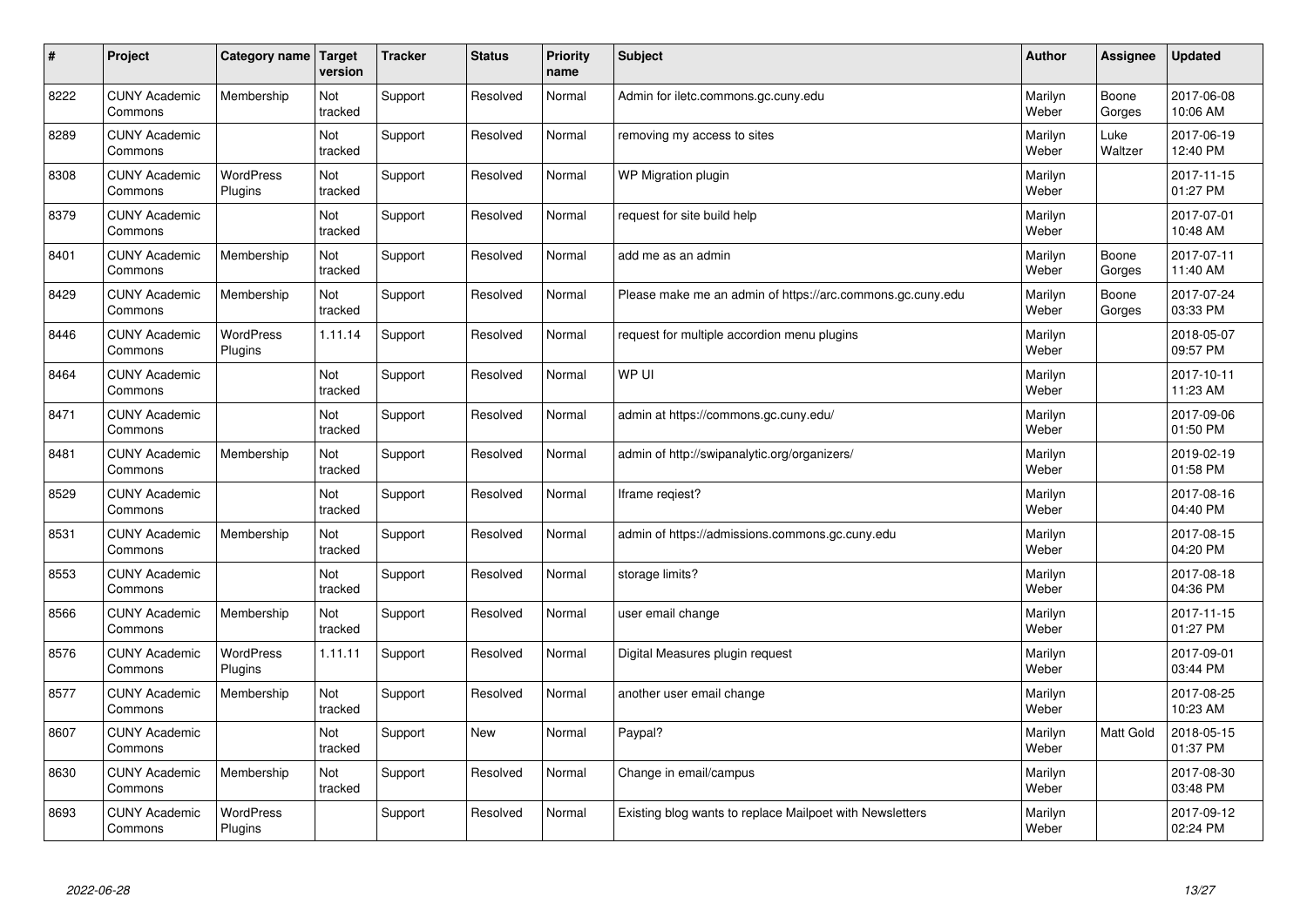| # | Project | Category name | Target version | Tracker | Status | Priority name | Subject | Author | Assignee | Updated |
|---|---|---|---|---|---|---|---|---|---|---|
| 8222 | CUNY Academic Commons | Membership | Not tracked | Support | Resolved | Normal | Admin for iletc.commons.gc.cuny.edu | Marilyn Weber | Boone Gorges | 2017-06-08 10:06 AM |
| 8289 | CUNY Academic Commons | | Not tracked | Support | Resolved | Normal | removing my access to sites | Marilyn Weber | Luke Waltzer | 2017-06-19 12:40 PM |
| 8308 | CUNY Academic Commons | WordPress Plugins | Not tracked | Support | Resolved | Normal | WP Migration plugin | Marilyn Weber | | 2017-11-15 01:27 PM |
| 8379 | CUNY Academic Commons | | Not tracked | Support | Resolved | Normal | request for site build help | Marilyn Weber | | 2017-07-01 10:48 AM |
| 8401 | CUNY Academic Commons | Membership | Not tracked | Support | Resolved | Normal | add me as an admin | Marilyn Weber | Boone Gorges | 2017-07-11 11:40 AM |
| 8429 | CUNY Academic Commons | Membership | Not tracked | Support | Resolved | Normal | Please make me an admin of https://arc.commons.gc.cuny.edu | Marilyn Weber | Boone Gorges | 2017-07-24 03:33 PM |
| 8446 | CUNY Academic Commons | WordPress Plugins | 1.11.14 | Support | Resolved | Normal | request for multiple accordion menu plugins | Marilyn Weber | | 2018-05-07 09:57 PM |
| 8464 | CUNY Academic Commons | | Not tracked | Support | Resolved | Normal | WP UI | Marilyn Weber | | 2017-10-11 11:23 AM |
| 8471 | CUNY Academic Commons | | Not tracked | Support | Resolved | Normal | admin at https://commons.gc.cuny.edu/ | Marilyn Weber | | 2017-09-06 01:50 PM |
| 8481 | CUNY Academic Commons | Membership | Not tracked | Support | Resolved | Normal | admin of http://swipanalytic.org/organizers/ | Marilyn Weber | | 2019-02-19 01:58 PM |
| 8529 | CUNY Academic Commons | | Not tracked | Support | Resolved | Normal | Iframe reqiest? | Marilyn Weber | | 2017-08-16 04:40 PM |
| 8531 | CUNY Academic Commons | Membership | Not tracked | Support | Resolved | Normal | admin of https://admissions.commons.gc.cuny.edu | Marilyn Weber | | 2017-08-15 04:20 PM |
| 8553 | CUNY Academic Commons | | Not tracked | Support | Resolved | Normal | storage limits? | Marilyn Weber | | 2017-08-18 04:36 PM |
| 8566 | CUNY Academic Commons | Membership | Not tracked | Support | Resolved | Normal | user email change | Marilyn Weber | | 2017-11-15 01:27 PM |
| 8576 | CUNY Academic Commons | WordPress Plugins | 1.11.11 | Support | Resolved | Normal | Digital Measures plugin request | Marilyn Weber | | 2017-09-01 03:44 PM |
| 8577 | CUNY Academic Commons | Membership | Not tracked | Support | Resolved | Normal | another user email change | Marilyn Weber | | 2017-08-25 10:23 AM |
| 8607 | CUNY Academic Commons | | Not tracked | Support | New | Normal | Paypal? | Marilyn Weber | Matt Gold | 2018-05-15 01:37 PM |
| 8630 | CUNY Academic Commons | Membership | Not tracked | Support | Resolved | Normal | Change in email/campus | Marilyn Weber | | 2017-08-30 03:48 PM |
| 8693 | CUNY Academic Commons | WordPress Plugins | | Support | Resolved | Normal | Existing blog wants to replace Mailpoet with Newsletters | Marilyn Weber | | 2017-09-12 02:24 PM |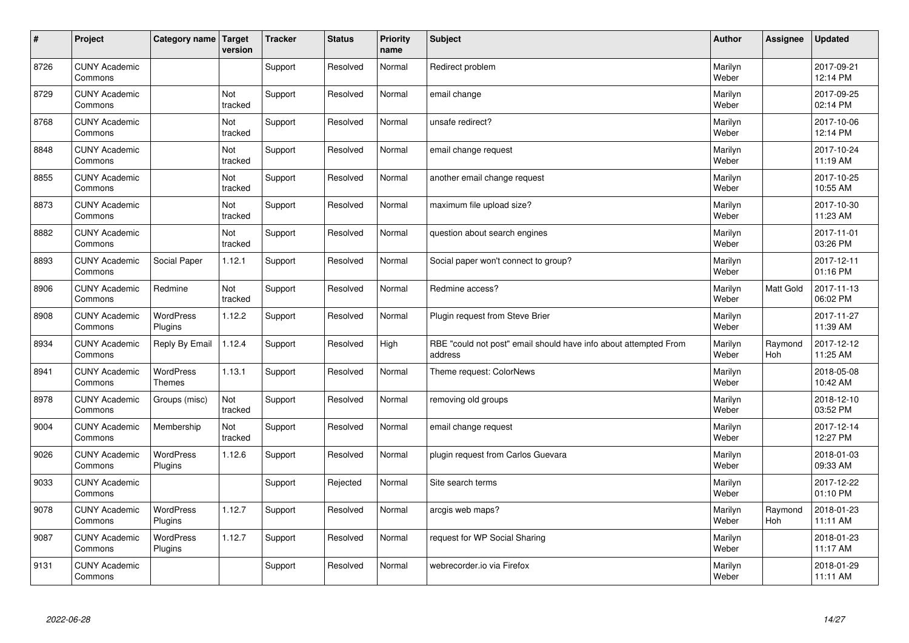| # | Project | Category name | Target version | Tracker | Status | Priority name | Subject | Author | Assignee | Updated |
|---|---|---|---|---|---|---|---|---|---|---|
| 8726 | CUNY Academic Commons | | | Support | Resolved | Normal | Redirect problem | Marilyn Weber | | 2017-09-21 12:14 PM |
| 8729 | CUNY Academic Commons | | Not tracked | Support | Resolved | Normal | email change | Marilyn Weber | | 2017-09-25 02:14 PM |
| 8768 | CUNY Academic Commons | | Not tracked | Support | Resolved | Normal | unsafe redirect? | Marilyn Weber | | 2017-10-06 12:14 PM |
| 8848 | CUNY Academic Commons | | Not tracked | Support | Resolved | Normal | email change request | Marilyn Weber | | 2017-10-24 11:19 AM |
| 8855 | CUNY Academic Commons | | Not tracked | Support | Resolved | Normal | another email change request | Marilyn Weber | | 2017-10-25 10:55 AM |
| 8873 | CUNY Academic Commons | | Not tracked | Support | Resolved | Normal | maximum file upload size? | Marilyn Weber | | 2017-10-30 11:23 AM |
| 8882 | CUNY Academic Commons | | Not tracked | Support | Resolved | Normal | question about search engines | Marilyn Weber | | 2017-11-01 03:26 PM |
| 8893 | CUNY Academic Commons | Social Paper | 1.12.1 | Support | Resolved | Normal | Social paper won't connect to group? | Marilyn Weber | | 2017-12-11 01:16 PM |
| 8906 | CUNY Academic Commons | Redmine | Not tracked | Support | Resolved | Normal | Redmine access? | Marilyn Weber | Matt Gold | 2017-11-13 06:02 PM |
| 8908 | CUNY Academic Commons | WordPress Plugins | 1.12.2 | Support | Resolved | Normal | Plugin request from Steve Brier | Marilyn Weber | | 2017-11-27 11:39 AM |
| 8934 | CUNY Academic Commons | Reply By Email | 1.12.4 | Support | Resolved | High | RBE "could not post" email should have info about attempted From address | Marilyn Weber | Raymond Hoh | 2017-12-12 11:25 AM |
| 8941 | CUNY Academic Commons | WordPress Themes | 1.13.1 | Support | Resolved | Normal | Theme request: ColorNews | Marilyn Weber | | 2018-05-08 10:42 AM |
| 8978 | CUNY Academic Commons | Groups (misc) | Not tracked | Support | Resolved | Normal | removing old groups | Marilyn Weber | | 2018-12-10 03:52 PM |
| 9004 | CUNY Academic Commons | Membership | Not tracked | Support | Resolved | Normal | email change request | Marilyn Weber | | 2017-12-14 12:27 PM |
| 9026 | CUNY Academic Commons | WordPress Plugins | 1.12.6 | Support | Resolved | Normal | plugin request from Carlos Guevara | Marilyn Weber | | 2018-01-03 09:33 AM |
| 9033 | CUNY Academic Commons | | | Support | Rejected | Normal | Site search terms | Marilyn Weber | | 2017-12-22 01:10 PM |
| 9078 | CUNY Academic Commons | WordPress Plugins | 1.12.7 | Support | Resolved | Normal | arcgis web maps? | Marilyn Weber | Raymond Hoh | 2018-01-23 11:11 AM |
| 9087 | CUNY Academic Commons | WordPress Plugins | 1.12.7 | Support | Resolved | Normal | request for WP Social Sharing | Marilyn Weber | | 2018-01-23 11:17 AM |
| 9131 | CUNY Academic Commons | | | Support | Resolved | Normal | webrecorder.io via Firefox | Marilyn Weber | | 2018-01-29 11:11 AM |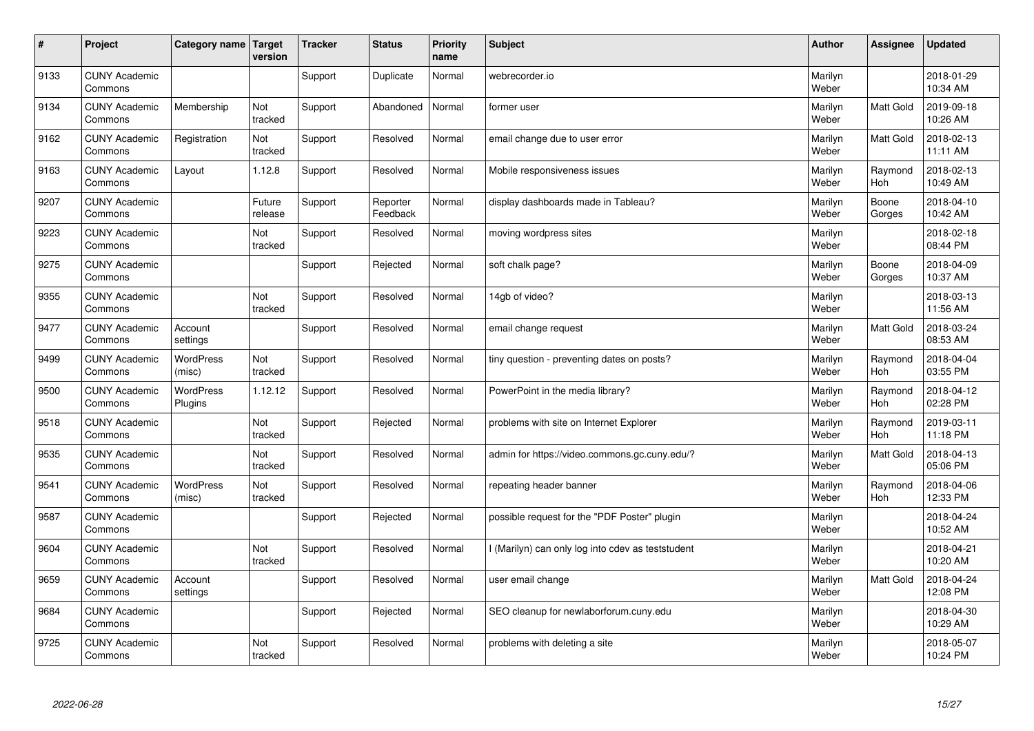| # | Project | Category name | Target version | Tracker | Status | Priority name | Subject | Author | Assignee | Updated |
|---|---|---|---|---|---|---|---|---|---|---|
| 9133 | CUNY Academic Commons | | | Support | Duplicate | Normal | webrecorder.io | Marilyn Weber | | 2018-01-29 10:34 AM |
| 9134 | CUNY Academic Commons | Membership | Not tracked | Support | Abandoned | Normal | former user | Marilyn Weber | Matt Gold | 2019-09-18 10:26 AM |
| 9162 | CUNY Academic Commons | Registration | Not tracked | Support | Resolved | Normal | email change due to user error | Marilyn Weber | Matt Gold | 2018-02-13 11:11 AM |
| 9163 | CUNY Academic Commons | Layout | 1.12.8 | Support | Resolved | Normal | Mobile responsiveness issues | Marilyn Weber | Raymond Hoh | 2018-02-13 10:49 AM |
| 9207 | CUNY Academic Commons | | Future release | Support | Reporter Feedback | Normal | display dashboards made in Tableau? | Marilyn Weber | Boone Gorges | 2018-04-10 10:42 AM |
| 9223 | CUNY Academic Commons | | Not tracked | Support | Resolved | Normal | moving wordpress sites | Marilyn Weber | | 2018-02-18 08:44 PM |
| 9275 | CUNY Academic Commons | | | Support | Rejected | Normal | soft chalk page? | Marilyn Weber | Boone Gorges | 2018-04-09 10:37 AM |
| 9355 | CUNY Academic Commons | | Not tracked | Support | Resolved | Normal | 14gb of video? | Marilyn Weber | | 2018-03-13 11:56 AM |
| 9477 | CUNY Academic Commons | Account settings | | Support | Resolved | Normal | email change request | Marilyn Weber | Matt Gold | 2018-03-24 08:53 AM |
| 9499 | CUNY Academic Commons | WordPress (misc) | Not tracked | Support | Resolved | Normal | tiny question - preventing dates on posts? | Marilyn Weber | Raymond Hoh | 2018-04-04 03:55 PM |
| 9500 | CUNY Academic Commons | WordPress Plugins | 1.12.12 | Support | Resolved | Normal | PowerPoint in the media library? | Marilyn Weber | Raymond Hoh | 2018-04-12 02:28 PM |
| 9518 | CUNY Academic Commons | | Not tracked | Support | Rejected | Normal | problems with site on Internet Explorer | Marilyn Weber | Raymond Hoh | 2019-03-11 11:18 PM |
| 9535 | CUNY Academic Commons | | Not tracked | Support | Resolved | Normal | admin for https://video.commons.gc.cuny.edu/? | Marilyn Weber | Matt Gold | 2018-04-13 05:06 PM |
| 9541 | CUNY Academic Commons | WordPress (misc) | Not tracked | Support | Resolved | Normal | repeating header banner | Marilyn Weber | Raymond Hoh | 2018-04-06 12:33 PM |
| 9587 | CUNY Academic Commons | | | Support | Rejected | Normal | possible request for the "PDF Poster" plugin | Marilyn Weber | | 2018-04-24 10:52 AM |
| 9604 | CUNY Academic Commons | | Not tracked | Support | Resolved | Normal | I (Marilyn) can only log into cdev as teststudent | Marilyn Weber | | 2018-04-21 10:20 AM |
| 9659 | CUNY Academic Commons | Account settings | | Support | Resolved | Normal | user email change | Marilyn Weber | Matt Gold | 2018-04-24 12:08 PM |
| 9684 | CUNY Academic Commons | | | Support | Rejected | Normal | SEO cleanup for newlaborforum.cuny.edu | Marilyn Weber | | 2018-04-30 10:29 AM |
| 9725 | CUNY Academic Commons | | Not tracked | Support | Resolved | Normal | problems with deleting a site | Marilyn Weber | | 2018-05-07 10:24 PM |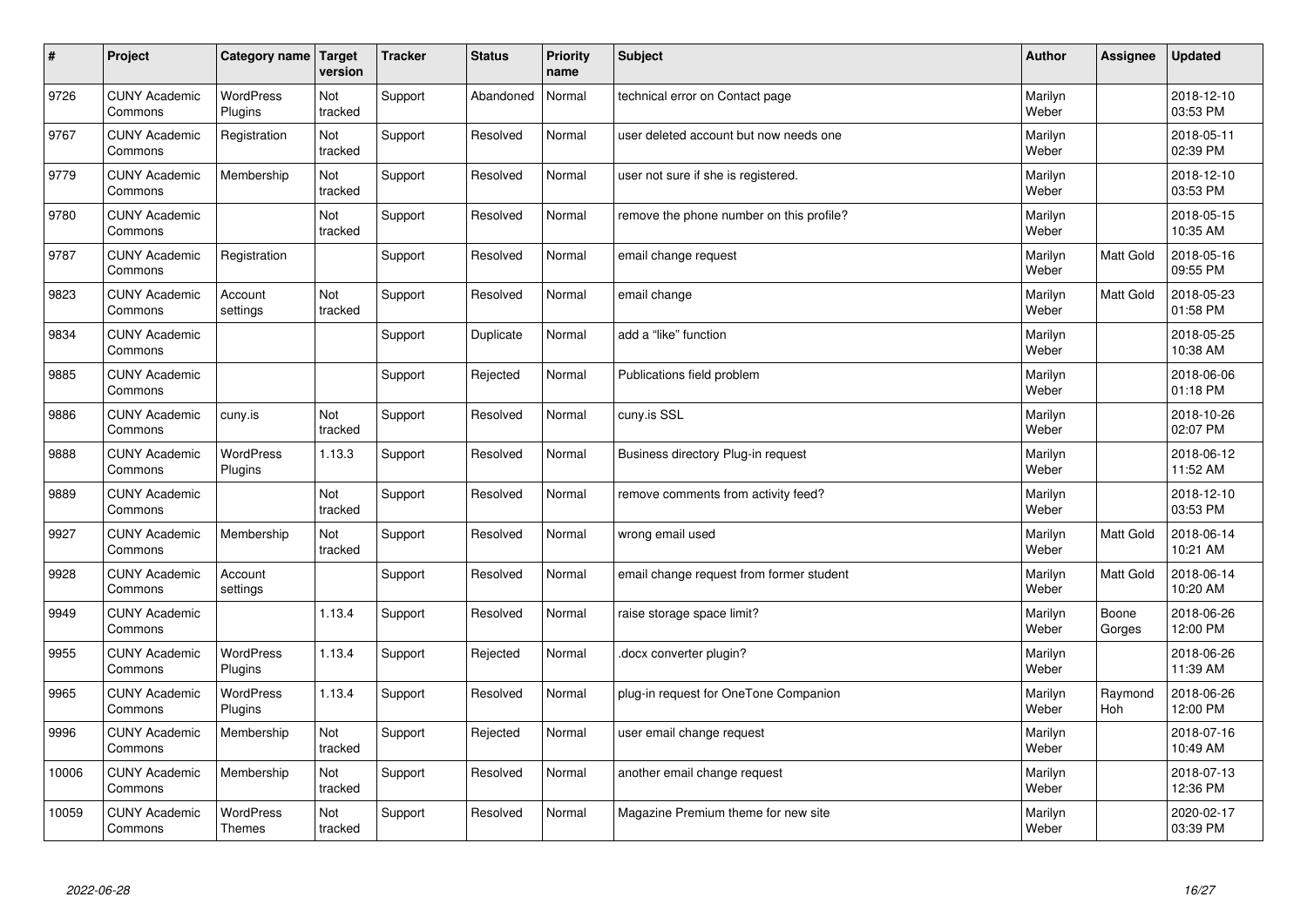| # | Project | Category name | Target version | Tracker | Status | Priority name | Subject | Author | Assignee | Updated |
|---|---|---|---|---|---|---|---|---|---|---|
| 9726 | CUNY Academic Commons | WordPress Plugins | Not tracked | Support | Abandoned | Normal | technical error on Contact page | Marilyn Weber | | 2018-12-10 03:53 PM |
| 9767 | CUNY Academic Commons | Registration | Not tracked | Support | Resolved | Normal | user deleted account but now needs one | Marilyn Weber | | 2018-05-11 02:39 PM |
| 9779 | CUNY Academic Commons | Membership | Not tracked | Support | Resolved | Normal | user not sure if she is registered. | Marilyn Weber | | 2018-12-10 03:53 PM |
| 9780 | CUNY Academic Commons | | Not tracked | Support | Resolved | Normal | remove the phone number on this profile? | Marilyn Weber | | 2018-05-15 10:35 AM |
| 9787 | CUNY Academic Commons | Registration | | Support | Resolved | Normal | email change request | Marilyn Weber | Matt Gold | 2018-05-16 09:55 PM |
| 9823 | CUNY Academic Commons | Account settings | Not tracked | Support | Resolved | Normal | email change | Marilyn Weber | Matt Gold | 2018-05-23 01:58 PM |
| 9834 | CUNY Academic Commons | | | Support | Duplicate | Normal | add a "like" function | Marilyn Weber | | 2018-05-25 10:38 AM |
| 9885 | CUNY Academic Commons | | | Support | Rejected | Normal | Publications field problem | Marilyn Weber | | 2018-06-06 01:18 PM |
| 9886 | CUNY Academic Commons | cuny.is | Not tracked | Support | Resolved | Normal | cuny.is SSL | Marilyn Weber | | 2018-10-26 02:07 PM |
| 9888 | CUNY Academic Commons | WordPress Plugins | 1.13.3 | Support | Resolved | Normal | Business directory Plug-in request | Marilyn Weber | | 2018-06-12 11:52 AM |
| 9889 | CUNY Academic Commons | | Not tracked | Support | Resolved | Normal | remove comments from activity feed? | Marilyn Weber | | 2018-12-10 03:53 PM |
| 9927 | CUNY Academic Commons | Membership | Not tracked | Support | Resolved | Normal | wrong email used | Marilyn Weber | Matt Gold | 2018-06-14 10:21 AM |
| 9928 | CUNY Academic Commons | Account settings | | Support | Resolved | Normal | email change request from former student | Marilyn Weber | Matt Gold | 2018-06-14 10:20 AM |
| 9949 | CUNY Academic Commons | | 1.13.4 | Support | Resolved | Normal | raise storage space limit? | Marilyn Weber | Boone Gorges | 2018-06-26 12:00 PM |
| 9955 | CUNY Academic Commons | WordPress Plugins | 1.13.4 | Support | Rejected | Normal | .docx converter plugin? | Marilyn Weber | | 2018-06-26 11:39 AM |
| 9965 | CUNY Academic Commons | WordPress Plugins | 1.13.4 | Support | Resolved | Normal | plug-in request for OneTone Companion | Marilyn Weber | Raymond Hoh | 2018-06-26 12:00 PM |
| 9996 | CUNY Academic Commons | Membership | Not tracked | Support | Rejected | Normal | user email change request | Marilyn Weber | | 2018-07-16 10:49 AM |
| 10006 | CUNY Academic Commons | Membership | Not tracked | Support | Resolved | Normal | another email change request | Marilyn Weber | | 2018-07-13 12:36 PM |
| 10059 | CUNY Academic Commons | WordPress Themes | Not tracked | Support | Resolved | Normal | Magazine Premium theme for new site | Marilyn Weber | | 2020-02-17 03:39 PM |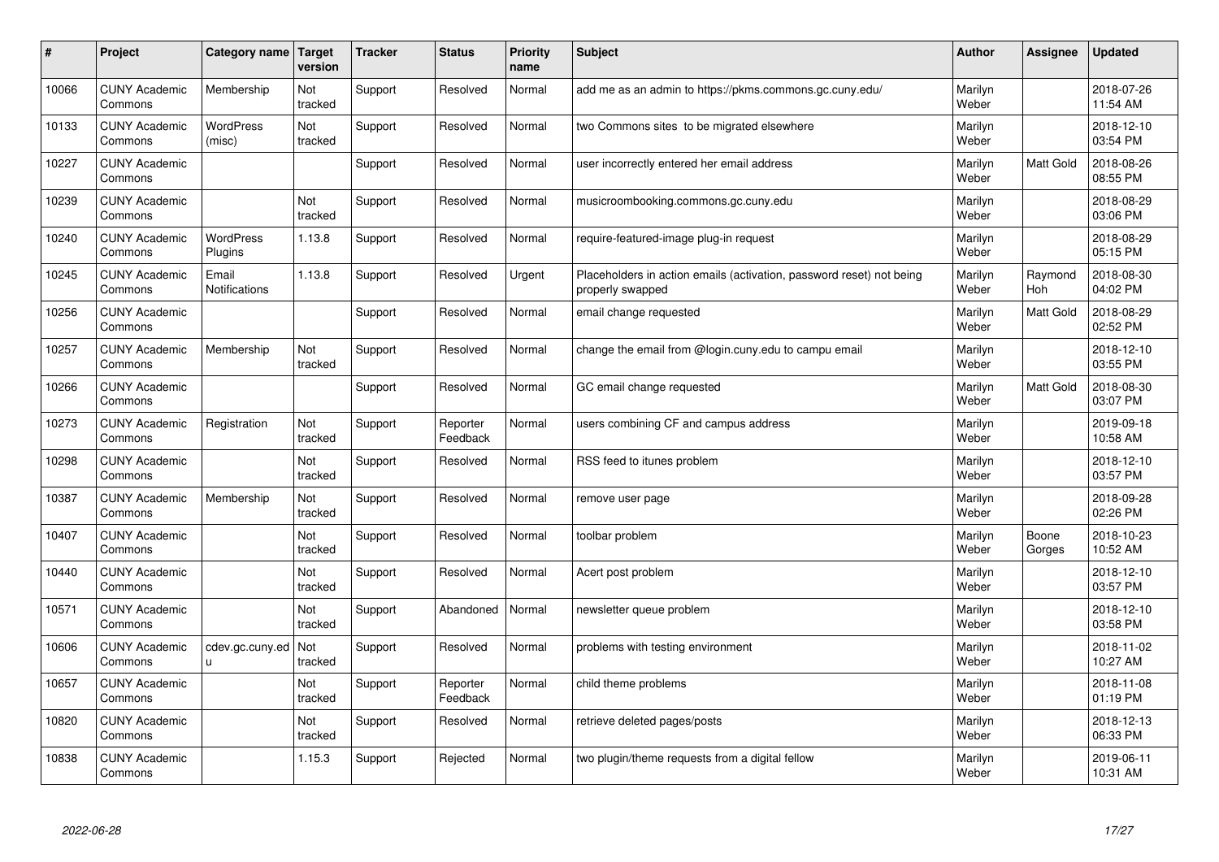| # | Project | Category name | Target version | Tracker | Status | Priority name | Subject | Author | Assignee | Updated |
|---|---|---|---|---|---|---|---|---|---|---|
| 10066 | CUNY Academic Commons | Membership | Not tracked | Support | Resolved | Normal | add me as an admin to https://pkms.commons.gc.cuny.edu/ | Marilyn Weber | | 2018-07-26 11:54 AM |
| 10133 | CUNY Academic Commons | WordPress (misc) | Not tracked | Support | Resolved | Normal | two Commons sites to be migrated elsewhere | Marilyn Weber | | 2018-12-10 03:54 PM |
| 10227 | CUNY Academic Commons | | | Support | Resolved | Normal | user incorrectly entered her email address | Marilyn Weber | Matt Gold | 2018-08-26 08:55 PM |
| 10239 | CUNY Academic Commons | | Not tracked | Support | Resolved | Normal | musicroombooking.commons.gc.cuny.edu | Marilyn Weber | | 2018-08-29 03:06 PM |
| 10240 | CUNY Academic Commons | WordPress Plugins | 1.13.8 | Support | Resolved | Normal | require-featured-image plug-in request | Marilyn Weber | | 2018-08-29 05:15 PM |
| 10245 | CUNY Academic Commons | Email Notifications | 1.13.8 | Support | Resolved | Urgent | Placeholders in action emails (activation, password reset) not being properly swapped | Marilyn Weber | Raymond Hoh | 2018-08-30 04:02 PM |
| 10256 | CUNY Academic Commons | | | Support | Resolved | Normal | email change requested | Marilyn Weber | Matt Gold | 2018-08-29 02:52 PM |
| 10257 | CUNY Academic Commons | Membership | Not tracked | Support | Resolved | Normal | change the email from @login.cuny.edu to campu email | Marilyn Weber | | 2018-12-10 03:55 PM |
| 10266 | CUNY Academic Commons | | | Support | Resolved | Normal | GC email change requested | Marilyn Weber | Matt Gold | 2018-08-30 03:07 PM |
| 10273 | CUNY Academic Commons | Registration | Not tracked | Support | Reporter Feedback | Normal | users combining CF and campus address | Marilyn Weber | | 2019-09-18 10:58 AM |
| 10298 | CUNY Academic Commons | | Not tracked | Support | Resolved | Normal | RSS feed to itunes problem | Marilyn Weber | | 2018-12-10 03:57 PM |
| 10387 | CUNY Academic Commons | Membership | Not tracked | Support | Resolved | Normal | remove user page | Marilyn Weber | | 2018-09-28 02:26 PM |
| 10407 | CUNY Academic Commons | | Not tracked | Support | Resolved | Normal | toolbar problem | Marilyn Weber | Boone Gorges | 2018-10-23 10:52 AM |
| 10440 | CUNY Academic Commons | | Not tracked | Support | Resolved | Normal | Acert post problem | Marilyn Weber | | 2018-12-10 03:57 PM |
| 10571 | CUNY Academic Commons | | Not tracked | Support | Abandoned | Normal | newsletter queue problem | Marilyn Weber | | 2018-12-10 03:58 PM |
| 10606 | CUNY Academic Commons | cdev.gc.cuny.edu | Not tracked | Support | Resolved | Normal | problems with testing environment | Marilyn Weber | | 2018-11-02 10:27 AM |
| 10657 | CUNY Academic Commons | | Not tracked | Support | Reporter Feedback | Normal | child theme problems | Marilyn Weber | | 2018-11-08 01:19 PM |
| 10820 | CUNY Academic Commons | | Not tracked | Support | Resolved | Normal | retrieve deleted pages/posts | Marilyn Weber | | 2018-12-13 06:33 PM |
| 10838 | CUNY Academic Commons | | 1.15.3 | Support | Rejected | Normal | two plugin/theme requests from a digital fellow | Marilyn Weber | | 2019-06-11 10:31 AM |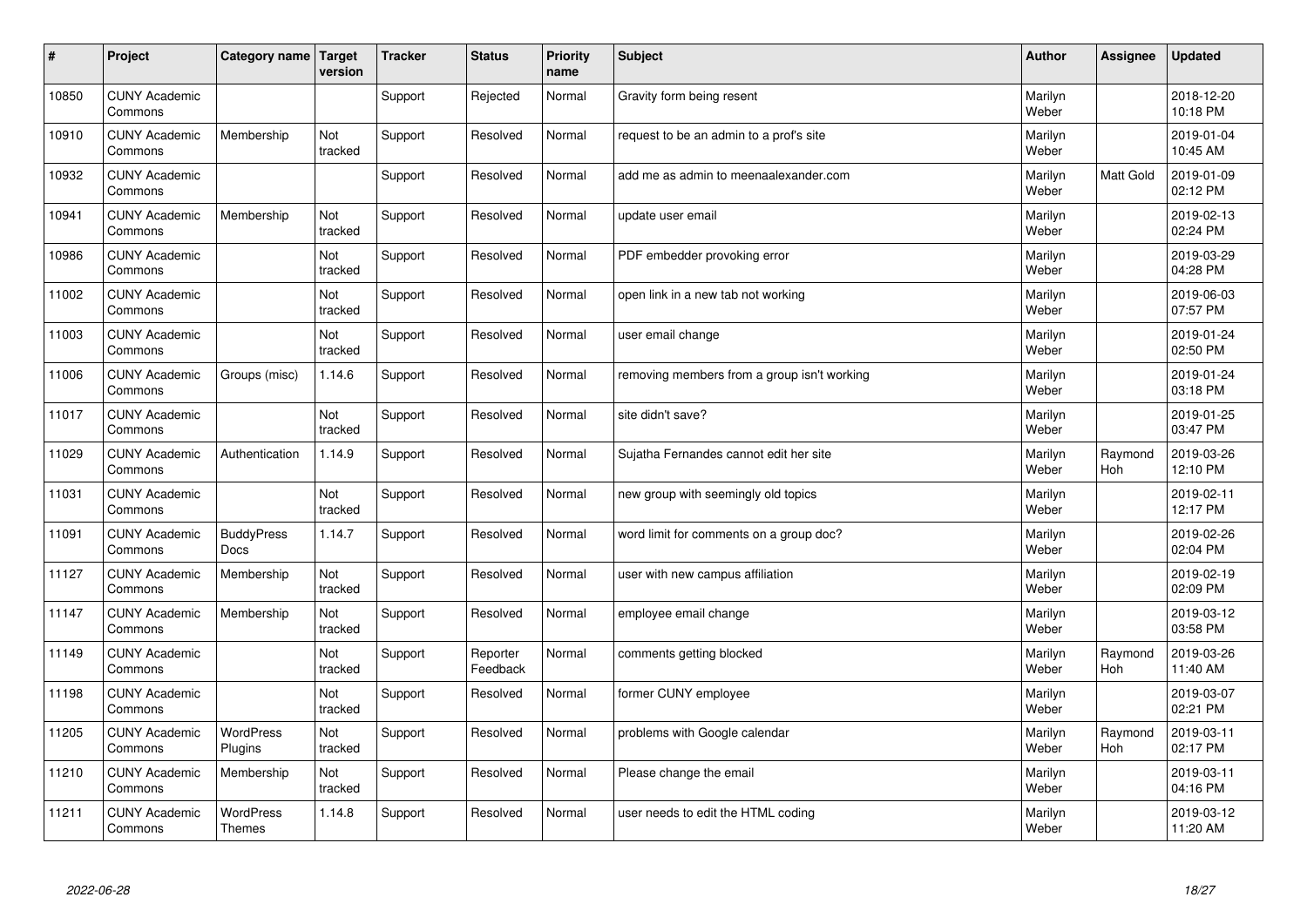| # | Project | Category name | Target version | Tracker | Status | Priority name | Subject | Author | Assignee | Updated |
|---|---|---|---|---|---|---|---|---|---|---|
| 10850 | CUNY Academic Commons | | | Support | Rejected | Normal | Gravity form being resent | Marilyn Weber | | 2018-12-20 10:18 PM |
| 10910 | CUNY Academic Commons | Membership | Not tracked | Support | Resolved | Normal | request to be an admin to a prof's site | Marilyn Weber | | 2019-01-04 10:45 AM |
| 10932 | CUNY Academic Commons | | | Support | Resolved | Normal | add me as admin to meenaalexander.com | Marilyn Weber | Matt Gold | 2019-01-09 02:12 PM |
| 10941 | CUNY Academic Commons | Membership | Not tracked | Support | Resolved | Normal | update user email | Marilyn Weber | | 2019-02-13 02:24 PM |
| 10986 | CUNY Academic Commons | | Not tracked | Support | Resolved | Normal | PDF embedder provoking error | Marilyn Weber | | 2019-03-29 04:28 PM |
| 11002 | CUNY Academic Commons | | Not tracked | Support | Resolved | Normal | open link in a new tab not working | Marilyn Weber | | 2019-06-03 07:57 PM |
| 11003 | CUNY Academic Commons | | Not tracked | Support | Resolved | Normal | user email change | Marilyn Weber | | 2019-01-24 02:50 PM |
| 11006 | CUNY Academic Commons | Groups (misc) | 1.14.6 | Support | Resolved | Normal | removing members from a group isn't working | Marilyn Weber | | 2019-01-24 03:18 PM |
| 11017 | CUNY Academic Commons | | Not tracked | Support | Resolved | Normal | site didn't save? | Marilyn Weber | | 2019-01-25 03:47 PM |
| 11029 | CUNY Academic Commons | Authentication | 1.14.9 | Support | Resolved | Normal | Sujatha Fernandes cannot edit her site | Marilyn Weber | Raymond Hoh | 2019-03-26 12:10 PM |
| 11031 | CUNY Academic Commons | | Not tracked | Support | Resolved | Normal | new group with seemingly old topics | Marilyn Weber | | 2019-02-11 12:17 PM |
| 11091 | CUNY Academic Commons | BuddyPress Docs | 1.14.7 | Support | Resolved | Normal | word limit for comments on a group doc? | Marilyn Weber | | 2019-02-26 02:04 PM |
| 11127 | CUNY Academic Commons | Membership | Not tracked | Support | Resolved | Normal | user with new campus affiliation | Marilyn Weber | | 2019-02-19 02:09 PM |
| 11147 | CUNY Academic Commons | Membership | Not tracked | Support | Resolved | Normal | employee email change | Marilyn Weber | | 2019-03-12 03:58 PM |
| 11149 | CUNY Academic Commons | | Not tracked | Support | Reporter Feedback | Normal | comments getting blocked | Marilyn Weber | Raymond Hoh | 2019-03-26 11:40 AM |
| 11198 | CUNY Academic Commons | | Not tracked | Support | Resolved | Normal | former CUNY employee | Marilyn Weber | | 2019-03-07 02:21 PM |
| 11205 | CUNY Academic Commons | WordPress Plugins | Not tracked | Support | Resolved | Normal | problems with Google calendar | Marilyn Weber | Raymond Hoh | 2019-03-11 02:17 PM |
| 11210 | CUNY Academic Commons | Membership | Not tracked | Support | Resolved | Normal | Please change the email | Marilyn Weber | | 2019-03-11 04:16 PM |
| 11211 | CUNY Academic Commons | WordPress Themes | 1.14.8 | Support | Resolved | Normal | user needs to edit the HTML coding | Marilyn Weber | | 2019-03-12 11:20 AM |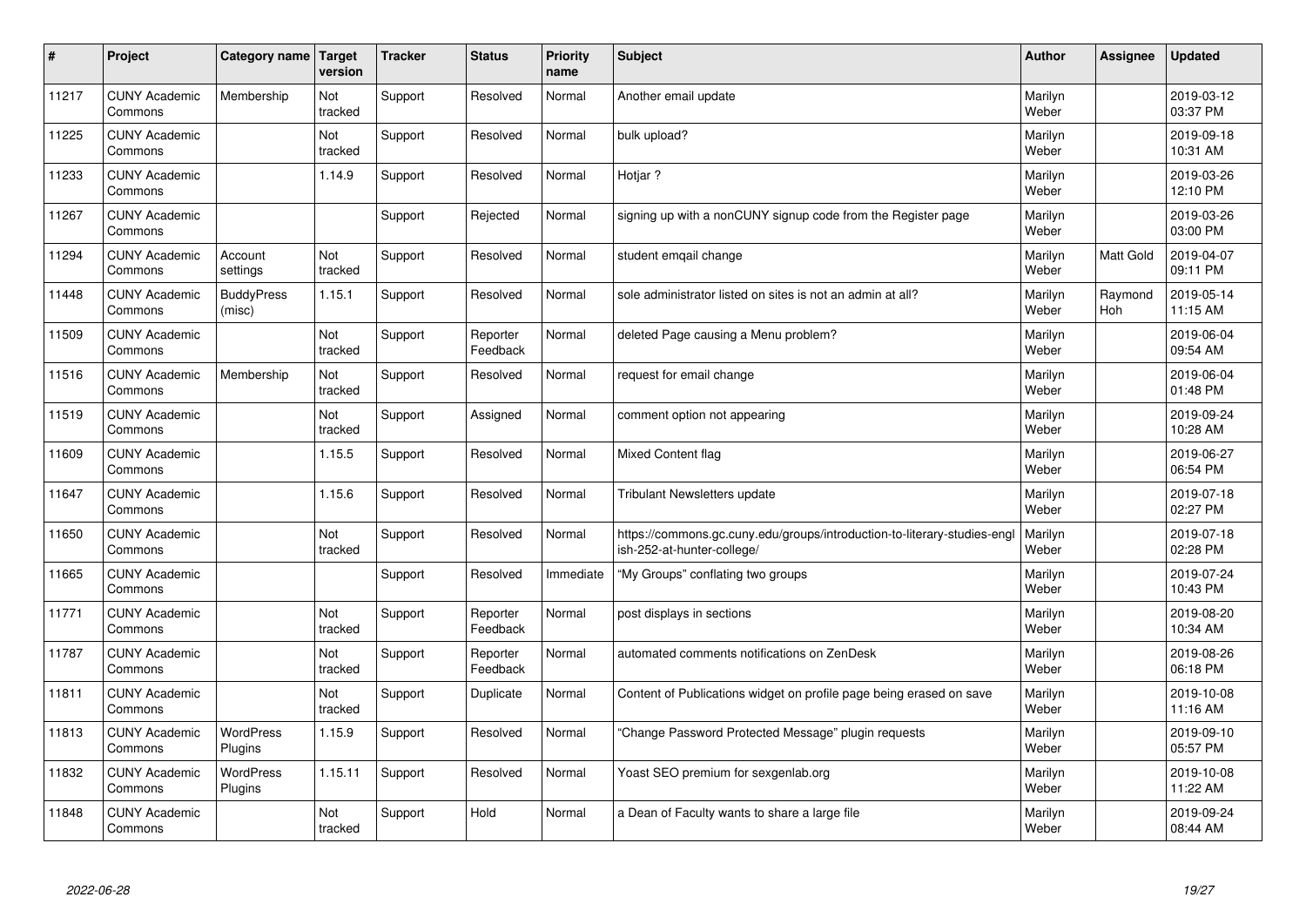| # | Project | Category name | Target version | Tracker | Status | Priority name | Subject | Author | Assignee | Updated |
|---|---|---|---|---|---|---|---|---|---|---|
| 11217 | CUNY Academic Commons | Membership | Not tracked | Support | Resolved | Normal | Another email update | Marilyn Weber | | 2019-03-12 03:37 PM |
| 11225 | CUNY Academic Commons | | Not tracked | Support | Resolved | Normal | bulk upload? | Marilyn Weber | | 2019-09-18 10:31 AM |
| 11233 | CUNY Academic Commons | | 1.14.9 | Support | Resolved | Normal | Hotjar ? | Marilyn Weber | | 2019-03-26 12:10 PM |
| 11267 | CUNY Academic Commons | | | Support | Rejected | Normal | signing up with a nonCUNY signup code from the Register page | Marilyn Weber | | 2019-03-26 03:00 PM |
| 11294 | CUNY Academic Commons | Account settings | Not tracked | Support | Resolved | Normal | student emqail change | Marilyn Weber | Matt Gold | 2019-04-07 09:11 PM |
| 11448 | CUNY Academic Commons | BuddyPress (misc) | 1.15.1 | Support | Resolved | Normal | sole administrator listed on sites is not an admin at all? | Marilyn Weber | Raymond Hoh | 2019-05-14 11:15 AM |
| 11509 | CUNY Academic Commons | | Not tracked | Support | Reporter Feedback | Normal | deleted Page causing a Menu problem? | Marilyn Weber | | 2019-06-04 09:54 AM |
| 11516 | CUNY Academic Commons | Membership | Not tracked | Support | Resolved | Normal | request for email change | Marilyn Weber | | 2019-06-04 01:48 PM |
| 11519 | CUNY Academic Commons | | Not tracked | Support | Assigned | Normal | comment option not appearing | Marilyn Weber | | 2019-09-24 10:28 AM |
| 11609 | CUNY Academic Commons | | 1.15.5 | Support | Resolved | Normal | Mixed Content flag | Marilyn Weber | | 2019-06-27 06:54 PM |
| 11647 | CUNY Academic Commons | | 1.15.6 | Support | Resolved | Normal | Tribulant Newsletters update | Marilyn Weber | | 2019-07-18 02:27 PM |
| 11650 | CUNY Academic Commons | | Not tracked | Support | Resolved | Normal | https://commons.gc.cuny.edu/groups/introduction-to-literary-studies-english-252-at-hunter-college/ | Marilyn Weber | | 2019-07-18 02:28 PM |
| 11665 | CUNY Academic Commons | | | Support | Resolved | Immediate | "My Groups" conflating two groups | Marilyn Weber | | 2019-07-24 10:43 PM |
| 11771 | CUNY Academic Commons | | Not tracked | Support | Reporter Feedback | Normal | post displays in sections | Marilyn Weber | | 2019-08-20 10:34 AM |
| 11787 | CUNY Academic Commons | | Not tracked | Support | Reporter Feedback | Normal | automated comments notifications on ZenDesk | Marilyn Weber | | 2019-08-26 06:18 PM |
| 11811 | CUNY Academic Commons | | Not tracked | Support | Duplicate | Normal | Content of Publications widget on profile page being erased on save | Marilyn Weber | | 2019-10-08 11:16 AM |
| 11813 | CUNY Academic Commons | WordPress Plugins | 1.15.9 | Support | Resolved | Normal | "Change Password Protected Message" plugin requests | Marilyn Weber | | 2019-09-10 05:57 PM |
| 11832 | CUNY Academic Commons | WordPress Plugins | 1.15.11 | Support | Resolved | Normal | Yoast SEO premium for sexgenlab.org | Marilyn Weber | | 2019-10-08 11:22 AM |
| 11848 | CUNY Academic Commons | | Not tracked | Support | Hold | Normal | a Dean of Faculty wants to share a large file | Marilyn Weber | | 2019-09-24 08:44 AM |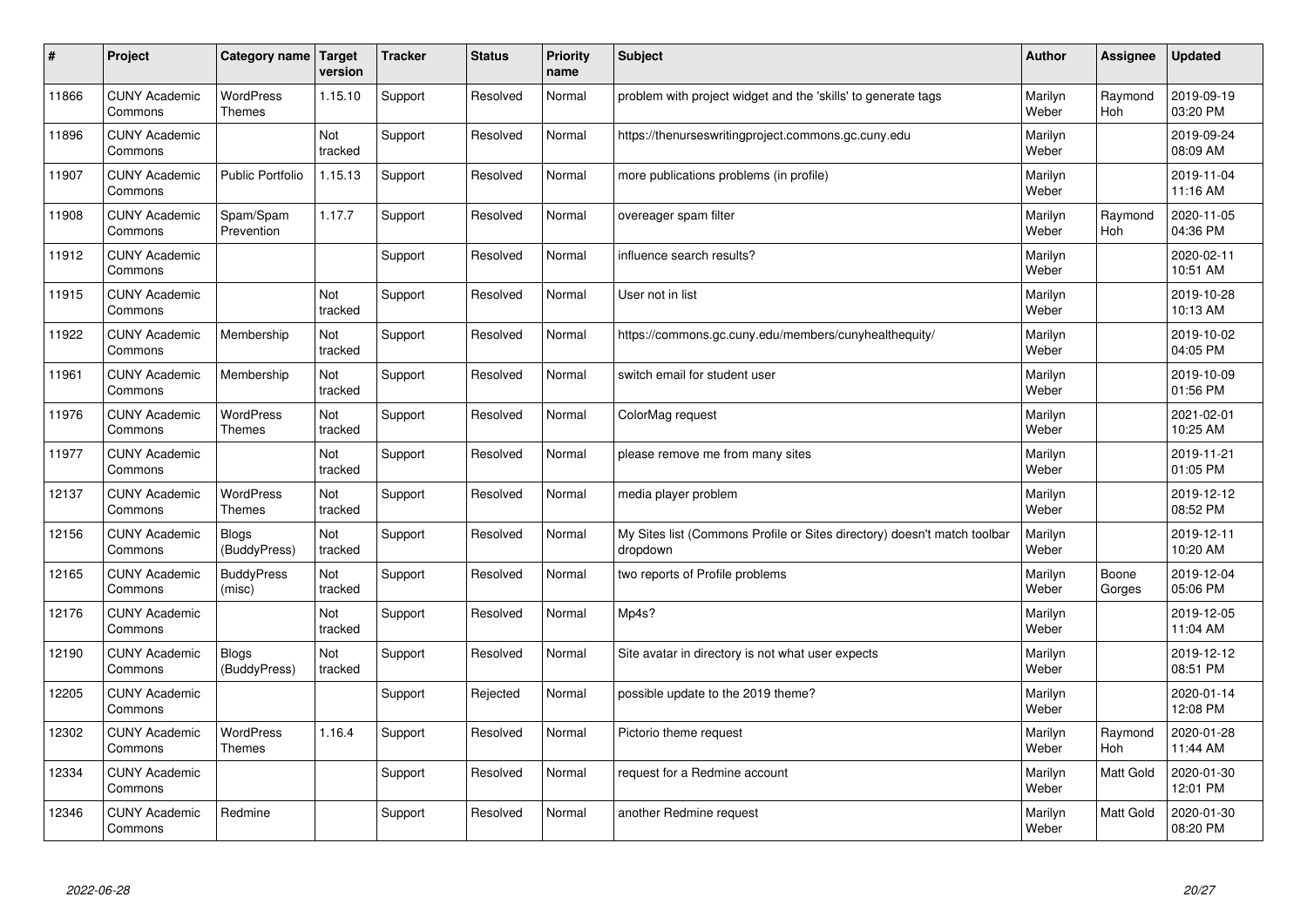| # | Project | Category name | Target version | Tracker | Status | Priority name | Subject | Author | Assignee | Updated |
|---|---|---|---|---|---|---|---|---|---|---|
| 11866 | CUNY Academic Commons | WordPress Themes | 1.15.10 | Support | Resolved | Normal | problem with project widget and the 'skills' to generate tags | Marilyn Weber | Raymond Hoh | 2019-09-19 03:20 PM |
| 11896 | CUNY Academic Commons | | Not tracked | Support | Resolved | Normal | https://thenurseswritingproject.commons.gc.cuny.edu | Marilyn Weber | | 2019-09-24 08:09 AM |
| 11907 | CUNY Academic Commons | Public Portfolio | 1.15.13 | Support | Resolved | Normal | more publications problems (in profile) | Marilyn Weber | | 2019-11-04 11:16 AM |
| 11908 | CUNY Academic Commons | Spam/Spam Prevention | 1.17.7 | Support | Resolved | Normal | overeager spam filter | Marilyn Weber | Raymond Hoh | 2020-11-05 04:36 PM |
| 11912 | CUNY Academic Commons | | | Support | Resolved | Normal | influence search results? | Marilyn Weber | | 2020-02-11 10:51 AM |
| 11915 | CUNY Academic Commons | | Not tracked | Support | Resolved | Normal | User not in list | Marilyn Weber | | 2019-10-28 10:13 AM |
| 11922 | CUNY Academic Commons | Membership | Not tracked | Support | Resolved | Normal | https://commons.gc.cuny.edu/members/cunyhealthequity/ | Marilyn Weber | | 2019-10-02 04:05 PM |
| 11961 | CUNY Academic Commons | Membership | Not tracked | Support | Resolved | Normal | switch email for student user | Marilyn Weber | | 2019-10-09 01:56 PM |
| 11976 | CUNY Academic Commons | WordPress Themes | Not tracked | Support | Resolved | Normal | ColorMag request | Marilyn Weber | | 2021-02-01 10:25 AM |
| 11977 | CUNY Academic Commons | | Not tracked | Support | Resolved | Normal | please remove me from many sites | Marilyn Weber | | 2019-11-21 01:05 PM |
| 12137 | CUNY Academic Commons | WordPress Themes | Not tracked | Support | Resolved | Normal | media player problem | Marilyn Weber | | 2019-12-12 08:52 PM |
| 12156 | CUNY Academic Commons | Blogs (BuddyPress) | Not tracked | Support | Resolved | Normal | My Sites list (Commons Profile or Sites directory) doesn't match toolbar dropdown | Marilyn Weber | | 2019-12-11 10:20 AM |
| 12165 | CUNY Academic Commons | BuddyPress (misc) | Not tracked | Support | Resolved | Normal | two reports of Profile problems | Marilyn Weber | Boone Gorges | 2019-12-04 05:06 PM |
| 12176 | CUNY Academic Commons | | Not tracked | Support | Resolved | Normal | Mp4s? | Marilyn Weber | | 2019-12-05 11:04 AM |
| 12190 | CUNY Academic Commons | Blogs (BuddyPress) | Not tracked | Support | Resolved | Normal | Site avatar in directory is not what user expects | Marilyn Weber | | 2019-12-12 08:51 PM |
| 12205 | CUNY Academic Commons | | | Support | Rejected | Normal | possible update to the 2019 theme? | Marilyn Weber | | 2020-01-14 12:08 PM |
| 12302 | CUNY Academic Commons | WordPress Themes | 1.16.4 | Support | Resolved | Normal | Pictorio theme request | Marilyn Weber | Raymond Hoh | 2020-01-28 11:44 AM |
| 12334 | CUNY Academic Commons | | | Support | Resolved | Normal | request for a Redmine account | Marilyn Weber | Matt Gold | 2020-01-30 12:01 PM |
| 12346 | CUNY Academic Commons | Redmine | | Support | Resolved | Normal | another Redmine request | Marilyn Weber | Matt Gold | 2020-01-30 08:20 PM |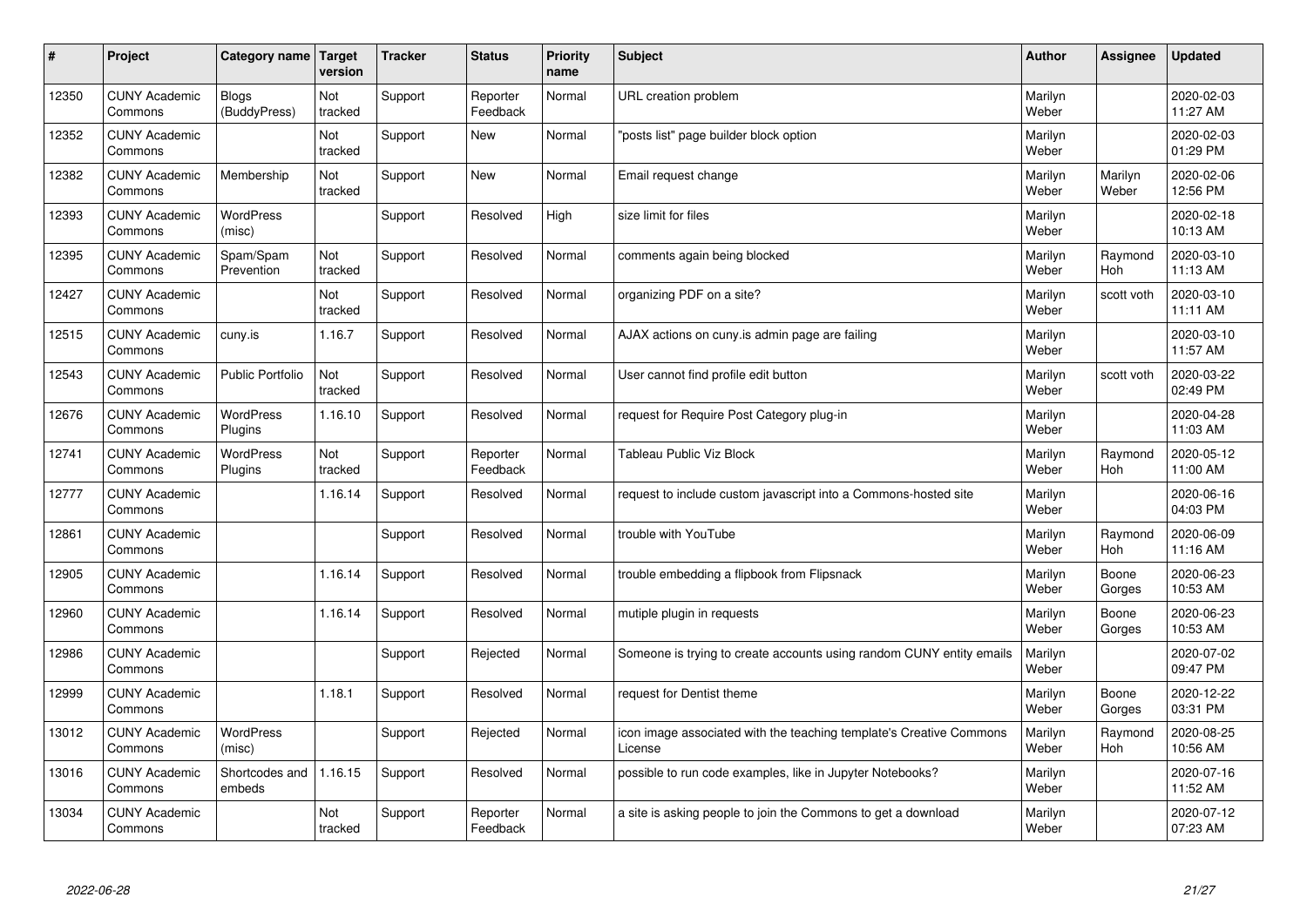| # | Project | Category name | Target version | Tracker | Status | Priority name | Subject | Author | Assignee | Updated |
|---|---|---|---|---|---|---|---|---|---|---|
| 12350 | CUNY Academic Commons | Blogs (BuddyPress) | Not tracked | Support | Reporter Feedback | Normal | URL creation problem | Marilyn Weber | | 2020-02-03 11:27 AM |
| 12352 | CUNY Academic Commons | | Not tracked | Support | New | Normal | "posts list" page builder block option | Marilyn Weber | | 2020-02-03 01:29 PM |
| 12382 | CUNY Academic Commons | Membership | Not tracked | Support | New | Normal | Email request change | Marilyn Weber | Marilyn Weber | 2020-02-06 12:56 PM |
| 12393 | CUNY Academic Commons | WordPress (misc) | | Support | Resolved | High | size limit for files | Marilyn Weber | | 2020-02-18 10:13 AM |
| 12395 | CUNY Academic Commons | Spam/Spam Prevention | Not tracked | Support | Resolved | Normal | comments again being blocked | Marilyn Weber | Raymond Hoh | 2020-03-10 11:13 AM |
| 12427 | CUNY Academic Commons | | Not tracked | Support | Resolved | Normal | organizing PDF on a site? | Marilyn Weber | scott voth | 2020-03-10 11:11 AM |
| 12515 | CUNY Academic Commons | cuny.is | 1.16.7 | Support | Resolved | Normal | AJAX actions on cuny.is admin page are failing | Marilyn Weber | | 2020-03-10 11:57 AM |
| 12543 | CUNY Academic Commons | Public Portfolio | Not tracked | Support | Resolved | Normal | User cannot find profile edit button | Marilyn Weber | scott voth | 2020-03-22 02:49 PM |
| 12676 | CUNY Academic Commons | WordPress Plugins | 1.16.10 | Support | Resolved | Normal | request for Require Post Category plug-in | Marilyn Weber | | 2020-04-28 11:03 AM |
| 12741 | CUNY Academic Commons | WordPress Plugins | Not tracked | Support | Reporter Feedback | Normal | Tableau Public Viz Block | Marilyn Weber | Raymond Hoh | 2020-05-12 11:00 AM |
| 12777 | CUNY Academic Commons | | 1.16.14 | Support | Resolved | Normal | request to include custom javascript into a Commons-hosted site | Marilyn Weber | | 2020-06-16 04:03 PM |
| 12861 | CUNY Academic Commons | | | Support | Resolved | Normal | trouble with YouTube | Marilyn Weber | Raymond Hoh | 2020-06-09 11:16 AM |
| 12905 | CUNY Academic Commons | | 1.16.14 | Support | Resolved | Normal | trouble embedding a flipbook from Flipsnack | Marilyn Weber | Boone Gorges | 2020-06-23 10:53 AM |
| 12960 | CUNY Academic Commons | | 1.16.14 | Support | Resolved | Normal | mutiple plugin in requests | Marilyn Weber | Boone Gorges | 2020-06-23 10:53 AM |
| 12986 | CUNY Academic Commons | | | Support | Rejected | Normal | Someone is trying to create accounts using random CUNY entity emails | Marilyn Weber | | 2020-07-02 09:47 PM |
| 12999 | CUNY Academic Commons | | 1.18.1 | Support | Resolved | Normal | request for Dentist theme | Marilyn Weber | Boone Gorges | 2020-12-22 03:31 PM |
| 13012 | CUNY Academic Commons | WordPress (misc) | | Support | Rejected | Normal | icon image associated with the teaching template's Creative Commons License | Marilyn Weber | Raymond Hoh | 2020-08-25 10:56 AM |
| 13016 | CUNY Academic Commons | Shortcodes and embeds | 1.16.15 | Support | Resolved | Normal | possible to run code examples, like in Jupyter Notebooks? | Marilyn Weber | | 2020-07-16 11:52 AM |
| 13034 | CUNY Academic Commons | | Not tracked | Support | Reporter Feedback | Normal | a site is asking people to join the Commons to get a download | Marilyn Weber | | 2020-07-12 07:23 AM |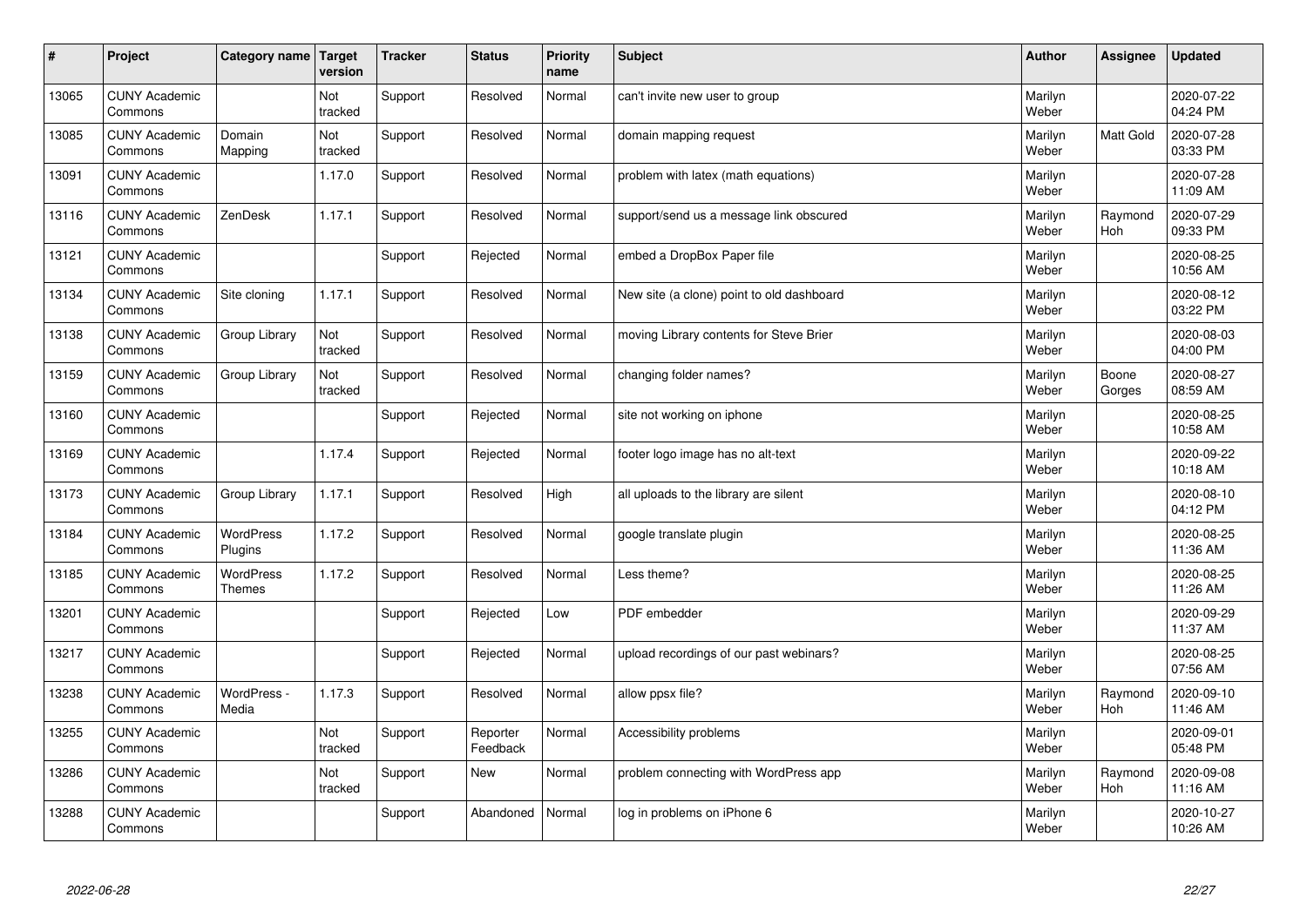| # | Project | Category name | Target version | Tracker | Status | Priority name | Subject | Author | Assignee | Updated |
|---|---|---|---|---|---|---|---|---|---|---|
| 13065 | CUNY Academic Commons | | Not tracked | Support | Resolved | Normal | can't invite new user to group | Marilyn Weber | | 2020-07-22 04:24 PM |
| 13085 | CUNY Academic Commons | Domain Mapping | Not tracked | Support | Resolved | Normal | domain mapping request | Marilyn Weber | Matt Gold | 2020-07-28 03:33 PM |
| 13091 | CUNY Academic Commons | | 1.17.0 | Support | Resolved | Normal | problem with latex (math equations) | Marilyn Weber | | 2020-07-28 11:09 AM |
| 13116 | CUNY Academic Commons | ZenDesk | 1.17.1 | Support | Resolved | Normal | support/send us a message link obscured | Marilyn Weber | Raymond Hoh | 2020-07-29 09:33 PM |
| 13121 | CUNY Academic Commons | | | Support | Rejected | Normal | embed a DropBox Paper file | Marilyn Weber | | 2020-08-25 10:56 AM |
| 13134 | CUNY Academic Commons | Site cloning | 1.17.1 | Support | Resolved | Normal | New site (a clone) point to old dashboard | Marilyn Weber | | 2020-08-12 03:22 PM |
| 13138 | CUNY Academic Commons | Group Library | Not tracked | Support | Resolved | Normal | moving Library contents for Steve Brier | Marilyn Weber | | 2020-08-03 04:00 PM |
| 13159 | CUNY Academic Commons | Group Library | Not tracked | Support | Resolved | Normal | changing folder names? | Marilyn Weber | Boone Gorges | 2020-08-27 08:59 AM |
| 13160 | CUNY Academic Commons | | | Support | Rejected | Normal | site not working on iphone | Marilyn Weber | | 2020-08-25 10:58 AM |
| 13169 | CUNY Academic Commons | | 1.17.4 | Support | Rejected | Normal | footer logo image has no alt-text | Marilyn Weber | | 2020-09-22 10:18 AM |
| 13173 | CUNY Academic Commons | Group Library | 1.17.1 | Support | Resolved | High | all uploads to the library are silent | Marilyn Weber | | 2020-08-10 04:12 PM |
| 13184 | CUNY Academic Commons | WordPress Plugins | 1.17.2 | Support | Resolved | Normal | google translate plugin | Marilyn Weber | | 2020-08-25 11:36 AM |
| 13185 | CUNY Academic Commons | WordPress Themes | 1.17.2 | Support | Resolved | Normal | Less theme? | Marilyn Weber | | 2020-08-25 11:26 AM |
| 13201 | CUNY Academic Commons | | | Support | Rejected | Low | PDF embedder | Marilyn Weber | | 2020-09-29 11:37 AM |
| 13217 | CUNY Academic Commons | | | Support | Rejected | Normal | upload recordings of our past webinars? | Marilyn Weber | | 2020-08-25 07:56 AM |
| 13238 | CUNY Academic Commons | WordPress - Media | 1.17.3 | Support | Resolved | Normal | allow ppsx file? | Marilyn Weber | Raymond Hoh | 2020-09-10 11:46 AM |
| 13255 | CUNY Academic Commons | | Not tracked | Support | Reporter Feedback | Normal | Accessibility problems | Marilyn Weber | | 2020-09-01 05:48 PM |
| 13286 | CUNY Academic Commons | | Not tracked | Support | New | Normal | problem connecting with WordPress app | Marilyn Weber | Raymond Hoh | 2020-09-08 11:16 AM |
| 13288 | CUNY Academic Commons | | | Support | Abandoned | Normal | log in problems on iPhone 6 | Marilyn Weber | | 2020-10-27 10:26 AM |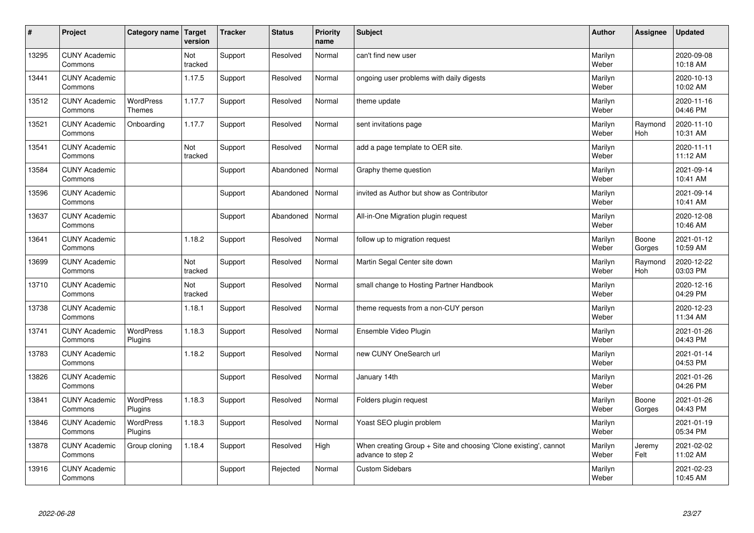| # | Project | Category name | Target version | Tracker | Status | Priority name | Subject | Author | Assignee | Updated |
|---|---|---|---|---|---|---|---|---|---|---|
| 13295 | CUNY Academic Commons | | Not tracked | Support | Resolved | Normal | can't find new user | Marilyn Weber | | 2020-09-08 10:18 AM |
| 13441 | CUNY Academic Commons | | 1.17.5 | Support | Resolved | Normal | ongoing user problems with daily digests | Marilyn Weber | | 2020-10-13 10:02 AM |
| 13512 | CUNY Academic Commons | WordPress Themes | 1.17.7 | Support | Resolved | Normal | theme update | Marilyn Weber | | 2020-11-16 04:46 PM |
| 13521 | CUNY Academic Commons | Onboarding | 1.17.7 | Support | Resolved | Normal | sent invitations page | Marilyn Weber | Raymond Hoh | 2020-11-10 10:31 AM |
| 13541 | CUNY Academic Commons | | Not tracked | Support | Resolved | Normal | add a page template to OER site. | Marilyn Weber | | 2020-11-11 11:12 AM |
| 13584 | CUNY Academic Commons | | | Support | Abandoned | Normal | Graphy theme question | Marilyn Weber | | 2021-09-14 10:41 AM |
| 13596 | CUNY Academic Commons | | | Support | Abandoned | Normal | invited as Author but show as Contributor | Marilyn Weber | | 2021-09-14 10:41 AM |
| 13637 | CUNY Academic Commons | | | Support | Abandoned | Normal | All-in-One Migration plugin request | Marilyn Weber | | 2020-12-08 10:46 AM |
| 13641 | CUNY Academic Commons | | 1.18.2 | Support | Resolved | Normal | follow up to migration request | Marilyn Weber | Boone Gorges | 2021-01-12 10:59 AM |
| 13699 | CUNY Academic Commons | | Not tracked | Support | Resolved | Normal | Martin Segal Center site down | Marilyn Weber | Raymond Hoh | 2020-12-22 03:03 PM |
| 13710 | CUNY Academic Commons | | Not tracked | Support | Resolved | Normal | small change to Hosting Partner Handbook | Marilyn Weber | | 2020-12-16 04:29 PM |
| 13738 | CUNY Academic Commons | | 1.18.1 | Support | Resolved | Normal | theme requests from a non-CUY person | Marilyn Weber | | 2020-12-23 11:34 AM |
| 13741 | CUNY Academic Commons | WordPress Plugins | 1.18.3 | Support | Resolved | Normal | Ensemble Video Plugin | Marilyn Weber | | 2021-01-26 04:43 PM |
| 13783 | CUNY Academic Commons | | 1.18.2 | Support | Resolved | Normal | new CUNY OneSearch url | Marilyn Weber | | 2021-01-14 04:53 PM |
| 13826 | CUNY Academic Commons | | | Support | Resolved | Normal | January 14th | Marilyn Weber | | 2021-01-26 04:26 PM |
| 13841 | CUNY Academic Commons | WordPress Plugins | 1.18.3 | Support | Resolved | Normal | Folders plugin request | Marilyn Weber | Boone Gorges | 2021-01-26 04:43 PM |
| 13846 | CUNY Academic Commons | WordPress Plugins | 1.18.3 | Support | Resolved | Normal | Yoast SEO plugin problem | Marilyn Weber | | 2021-01-19 05:34 PM |
| 13878 | CUNY Academic Commons | Group cloning | 1.18.4 | Support | Resolved | High | When creating Group + Site and choosing 'Clone existing', cannot advance to step 2 | Marilyn Weber | Jeremy Felt | 2021-02-02 11:02 AM |
| 13916 | CUNY Academic Commons | | | Support | Rejected | Normal | Custom Sidebars | Marilyn Weber | | 2021-02-23 10:45 AM |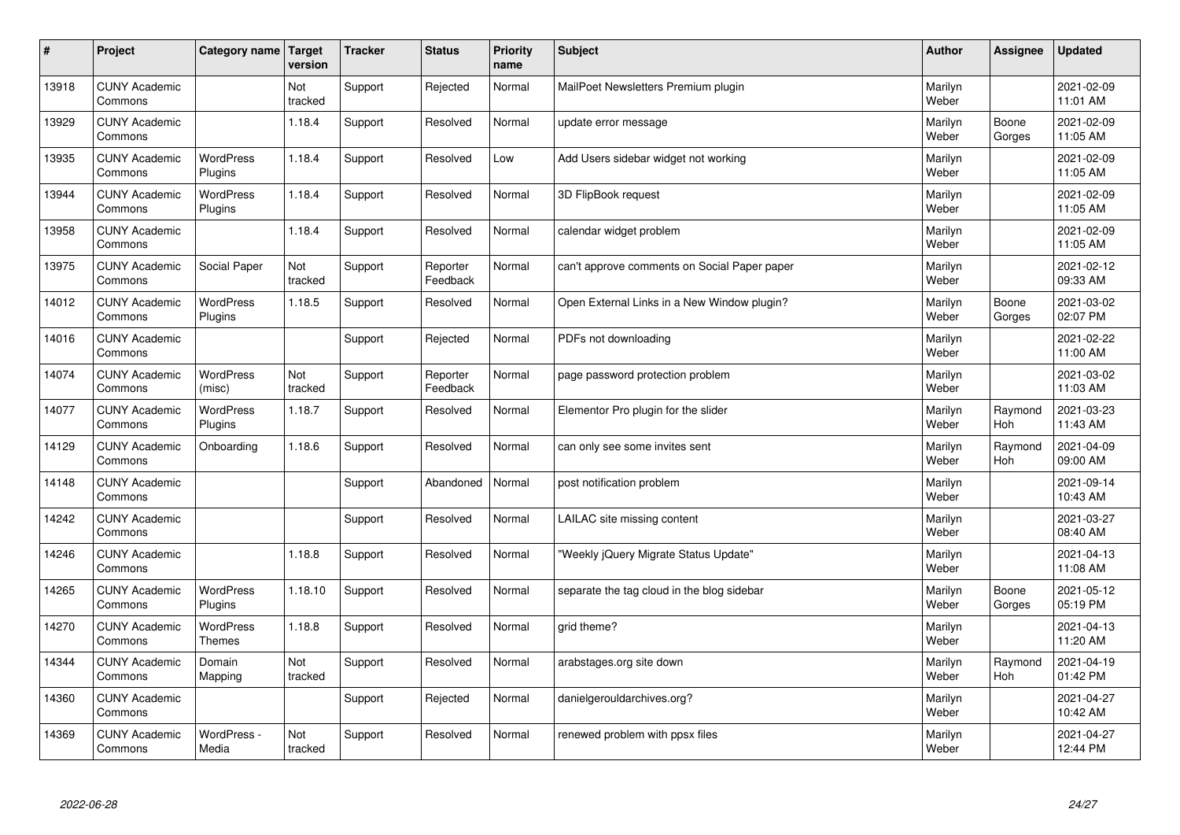| # | Project | Category name | Target version | Tracker | Status | Priority name | Subject | Author | Assignee | Updated |
|---|---|---|---|---|---|---|---|---|---|---|
| 13918 | CUNY Academic Commons | | Not tracked | Support | Rejected | Normal | MailPoet Newsletters Premium plugin | Marilyn Weber | | 2021-02-09 11:01 AM |
| 13929 | CUNY Academic Commons | | 1.18.4 | Support | Resolved | Normal | update error message | Marilyn Weber | Boone Gorges | 2021-02-09 11:05 AM |
| 13935 | CUNY Academic Commons | WordPress Plugins | 1.18.4 | Support | Resolved | Low | Add Users sidebar widget not working | Marilyn Weber | | 2021-02-09 11:05 AM |
| 13944 | CUNY Academic Commons | WordPress Plugins | 1.18.4 | Support | Resolved | Normal | 3D FlipBook request | Marilyn Weber | | 2021-02-09 11:05 AM |
| 13958 | CUNY Academic Commons | | 1.18.4 | Support | Resolved | Normal | calendar widget problem | Marilyn Weber | | 2021-02-09 11:05 AM |
| 13975 | CUNY Academic Commons | Social Paper | Not tracked | Support | Reporter Feedback | Normal | can't approve comments on Social Paper paper | Marilyn Weber | | 2021-02-12 09:33 AM |
| 14012 | CUNY Academic Commons | WordPress Plugins | 1.18.5 | Support | Resolved | Normal | Open External Links in a New Window plugin? | Marilyn Weber | Boone Gorges | 2021-03-02 02:07 PM |
| 14016 | CUNY Academic Commons | | | Support | Rejected | Normal | PDFs not downloading | Marilyn Weber | | 2021-02-22 11:00 AM |
| 14074 | CUNY Academic Commons | WordPress (misc) | Not tracked | Support | Reporter Feedback | Normal | page password protection problem | Marilyn Weber | | 2021-03-02 11:03 AM |
| 14077 | CUNY Academic Commons | WordPress Plugins | 1.18.7 | Support | Resolved | Normal | Elementor Pro plugin for the slider | Marilyn Weber | Raymond Hoh | 2021-03-23 11:43 AM |
| 14129 | CUNY Academic Commons | Onboarding | 1.18.6 | Support | Resolved | Normal | can only see some invites sent | Marilyn Weber | Raymond Hoh | 2021-04-09 09:00 AM |
| 14148 | CUNY Academic Commons | | | Support | Abandoned | Normal | post notification problem | Marilyn Weber | | 2021-09-14 10:43 AM |
| 14242 | CUNY Academic Commons | | | Support | Resolved | Normal | LAILAC site missing content | Marilyn Weber | | 2021-03-27 08:40 AM |
| 14246 | CUNY Academic Commons | | 1.18.8 | Support | Resolved | Normal | "Weekly jQuery Migrate Status Update" | Marilyn Weber | | 2021-04-13 11:08 AM |
| 14265 | CUNY Academic Commons | WordPress Plugins | 1.18.10 | Support | Resolved | Normal | separate the tag cloud in the blog sidebar | Marilyn Weber | Boone Gorges | 2021-05-12 05:19 PM |
| 14270 | CUNY Academic Commons | WordPress Themes | 1.18.8 | Support | Resolved | Normal | grid theme? | Marilyn Weber | | 2021-04-13 11:20 AM |
| 14344 | CUNY Academic Commons | Domain Mapping | Not tracked | Support | Resolved | Normal | arabstages.org site down | Marilyn Weber | Raymond Hoh | 2021-04-19 01:42 PM |
| 14360 | CUNY Academic Commons | | | Support | Rejected | Normal | danielgerouldarchives.org? | Marilyn Weber | | 2021-04-27 10:42 AM |
| 14369 | CUNY Academic Commons | WordPress - Media | Not tracked | Support | Resolved | Normal | renewed problem with ppsx files | Marilyn Weber | | 2021-04-27 12:44 PM |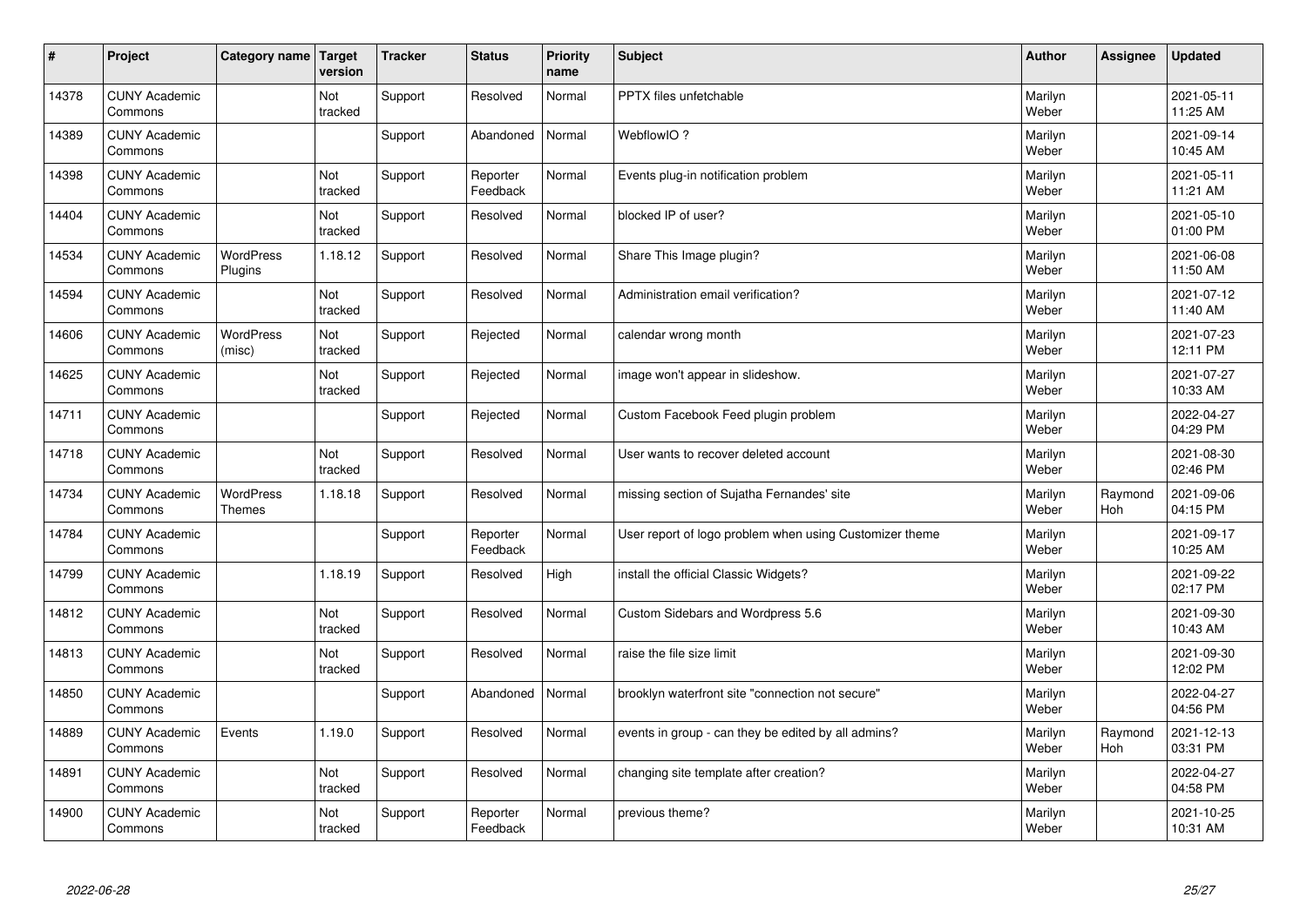| # | Project | Category name | Target version | Tracker | Status | Priority name | Subject | Author | Assignee | Updated |
|---|---|---|---|---|---|---|---|---|---|---|
| 14378 | CUNY Academic Commons | | Not tracked | Support | Resolved | Normal | PPTX files unfetchable | Marilyn Weber | | 2021-05-11 11:25 AM |
| 14389 | CUNY Academic Commons | | | Support | Abandoned | Normal | WebflowIO ? | Marilyn Weber | | 2021-09-14 10:45 AM |
| 14398 | CUNY Academic Commons | | Not tracked | Support | Reporter Feedback | Normal | Events plug-in notification problem | Marilyn Weber | | 2021-05-11 11:21 AM |
| 14404 | CUNY Academic Commons | | Not tracked | Support | Resolved | Normal | blocked IP of user? | Marilyn Weber | | 2021-05-10 01:00 PM |
| 14534 | CUNY Academic Commons | WordPress Plugins | 1.18.12 | Support | Resolved | Normal | Share This Image plugin? | Marilyn Weber | | 2021-06-08 11:50 AM |
| 14594 | CUNY Academic Commons | | Not tracked | Support | Resolved | Normal | Administration email verification? | Marilyn Weber | | 2021-07-12 11:40 AM |
| 14606 | CUNY Academic Commons | WordPress (misc) | Not tracked | Support | Rejected | Normal | calendar wrong month | Marilyn Weber | | 2021-07-23 12:11 PM |
| 14625 | CUNY Academic Commons | | Not tracked | Support | Rejected | Normal | image won't appear in slideshow. | Marilyn Weber | | 2021-07-27 10:33 AM |
| 14711 | CUNY Academic Commons | | | Support | Rejected | Normal | Custom Facebook Feed plugin problem | Marilyn Weber | | 2022-04-27 04:29 PM |
| 14718 | CUNY Academic Commons | | Not tracked | Support | Resolved | Normal | User wants to recover deleted account | Marilyn Weber | | 2021-08-30 02:46 PM |
| 14734 | CUNY Academic Commons | WordPress Themes | 1.18.18 | Support | Resolved | Normal | missing section of Sujatha Fernandes' site | Marilyn Weber | Raymond Hoh | 2021-09-06 04:15 PM |
| 14784 | CUNY Academic Commons | | | Support | Reporter Feedback | Normal | User report of logo problem when using Customizer theme | Marilyn Weber | | 2021-09-17 10:25 AM |
| 14799 | CUNY Academic Commons | | 1.18.19 | Support | Resolved | High | install the official Classic Widgets? | Marilyn Weber | | 2021-09-22 02:17 PM |
| 14812 | CUNY Academic Commons | | Not tracked | Support | Resolved | Normal | Custom Sidebars and Wordpress 5.6 | Marilyn Weber | | 2021-09-30 10:43 AM |
| 14813 | CUNY Academic Commons | | Not tracked | Support | Resolved | Normal | raise the file size limit | Marilyn Weber | | 2021-09-30 12:02 PM |
| 14850 | CUNY Academic Commons | | | Support | Abandoned | Normal | brooklyn waterfront site "connection not secure" | Marilyn Weber | | 2022-04-27 04:56 PM |
| 14889 | CUNY Academic Commons | Events | 1.19.0 | Support | Resolved | Normal | events in group - can they be edited by all admins? | Marilyn Weber | Raymond Hoh | 2021-12-13 03:31 PM |
| 14891 | CUNY Academic Commons | | Not tracked | Support | Resolved | Normal | changing site template after creation? | Marilyn Weber | | 2022-04-27 04:58 PM |
| 14900 | CUNY Academic Commons | | Not tracked | Support | Reporter Feedback | Normal | previous theme? | Marilyn Weber | | 2021-10-25 10:31 AM |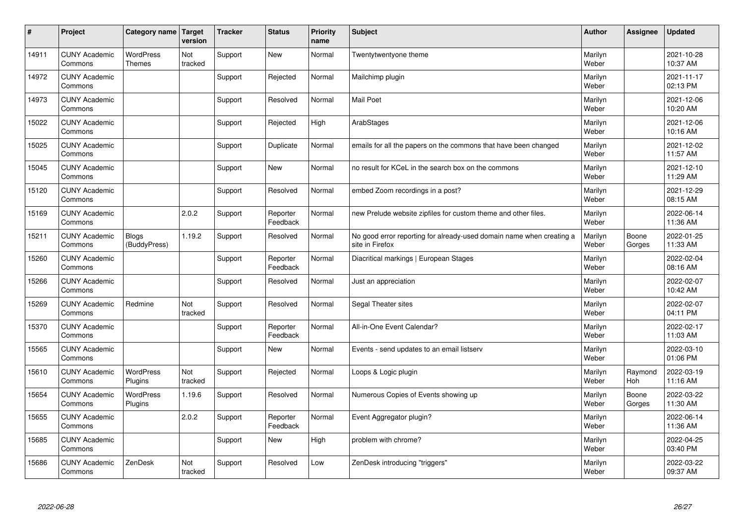| # | Project | Category name | Target version | Tracker | Status | Priority name | Subject | Author | Assignee | Updated |
|---|---|---|---|---|---|---|---|---|---|---|
| 14911 | CUNY Academic Commons | WordPress Themes | Not tracked | Support | New | Normal | Twentytwentyone theme | Marilyn Weber | | 2021-10-28 10:37 AM |
| 14972 | CUNY Academic Commons | | | Support | Rejected | Normal | Mailchimp plugin | Marilyn Weber | | 2021-11-17 02:13 PM |
| 14973 | CUNY Academic Commons | | | Support | Resolved | Normal | Mail Poet | Marilyn Weber | | 2021-12-06 10:20 AM |
| 15022 | CUNY Academic Commons | | | Support | Rejected | High | ArabStages | Marilyn Weber | | 2021-12-06 10:16 AM |
| 15025 | CUNY Academic Commons | | | Support | Duplicate | Normal | emails for all the papers on the commons that have been changed | Marilyn Weber | | 2021-12-02 11:57 AM |
| 15045 | CUNY Academic Commons | | | Support | New | Normal | no result for KCeL in the search box on the commons | Marilyn Weber | | 2021-12-10 11:29 AM |
| 15120 | CUNY Academic Commons | | | Support | Resolved | Normal | embed Zoom recordings in a post? | Marilyn Weber | | 2021-12-29 08:15 AM |
| 15169 | CUNY Academic Commons | | 2.0.2 | Support | Reporter Feedback | Normal | new Prelude website zipfiles for custom theme and other files. | Marilyn Weber | | 2022-06-14 11:36 AM |
| 15211 | CUNY Academic Commons | Blogs (BuddyPress) | 1.19.2 | Support | Resolved | Normal | No good error reporting for already-used domain name when creating a site in Firefox | Marilyn Weber | Boone Gorges | 2022-01-25 11:33 AM |
| 15260 | CUNY Academic Commons | | | Support | Reporter Feedback | Normal | Diacritical markings \| European Stages | Marilyn Weber | | 2022-02-04 08:16 AM |
| 15266 | CUNY Academic Commons | | | Support | Resolved | Normal | Just an appreciation | Marilyn Weber | | 2022-02-07 10:42 AM |
| 15269 | CUNY Academic Commons | Redmine | Not tracked | Support | Resolved | Normal | Segal Theater sites | Marilyn Weber | | 2022-02-07 04:11 PM |
| 15370 | CUNY Academic Commons | | | Support | Reporter Feedback | Normal | All-in-One Event Calendar? | Marilyn Weber | | 2022-02-17 11:03 AM |
| 15565 | CUNY Academic Commons | | | Support | New | Normal | Events - send updates to an email listserv | Marilyn Weber | | 2022-03-10 01:06 PM |
| 15610 | CUNY Academic Commons | WordPress Plugins | Not tracked | Support | Rejected | Normal | Loops & Logic plugin | Marilyn Weber | Raymond Hoh | 2022-03-19 11:16 AM |
| 15654 | CUNY Academic Commons | WordPress Plugins | 1.19.6 | Support | Resolved | Normal | Numerous Copies of Events showing up | Marilyn Weber | Boone Gorges | 2022-03-22 11:30 AM |
| 15655 | CUNY Academic Commons | | 2.0.2 | Support | Reporter Feedback | Normal | Event Aggregator plugin? | Marilyn Weber | | 2022-06-14 11:36 AM |
| 15685 | CUNY Academic Commons | | | Support | New | High | problem with chrome? | Marilyn Weber | | 2022-04-25 03:40 PM |
| 15686 | CUNY Academic Commons | ZenDesk | Not tracked | Support | Resolved | Low | ZenDesk introducing "triggers" | Marilyn Weber | | 2022-03-22 09:37 AM |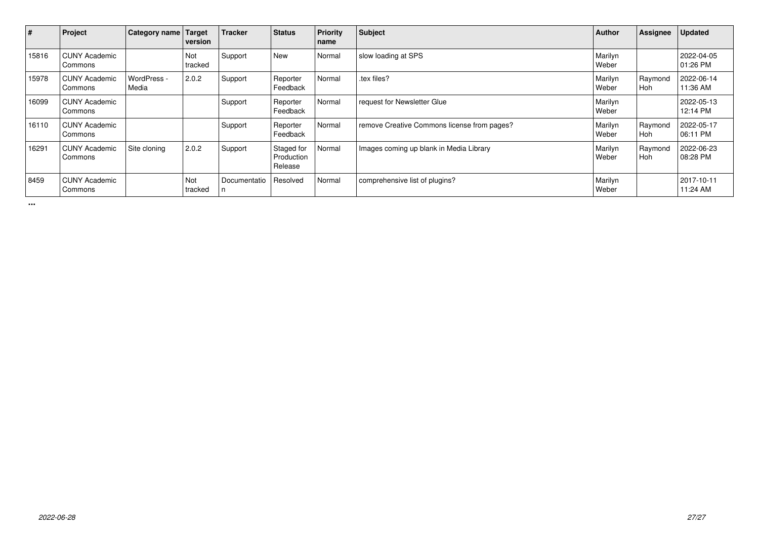| # | Project | Category name | Target version | Tracker | Status | Priority name | Subject | Author | Assignee | Updated |
|---|---|---|---|---|---|---|---|---|---|---|
| 15816 | CUNY Academic Commons | | Not tracked | Support | New | Normal | slow loading at SPS | Marilyn Weber | | 2022-04-05 01:26 PM |
| 15978 | CUNY Academic Commons | WordPress - Media | 2.0.2 | Support | Reporter Feedback | Normal | .tex files? | Marilyn Weber | Raymond Hoh | 2022-06-14 11:36 AM |
| 16099 | CUNY Academic Commons | | | Support | Reporter Feedback | Normal | request for Newsletter Glue | Marilyn Weber | | 2022-05-13 12:14 PM |
| 16110 | CUNY Academic Commons | | | Support | Reporter Feedback | Normal | remove Creative Commons license from pages? | Marilyn Weber | Raymond Hoh | 2022-05-17 06:11 PM |
| 16291 | CUNY Academic Commons | Site cloning | 2.0.2 | Support | Staged for Production Release | Normal | Images coming up blank in Media Library | Marilyn Weber | Raymond Hoh | 2022-06-23 08:28 PM |
| 8459 | CUNY Academic Commons | | Not tracked | Documentation | Resolved | Normal | comprehensive list of plugins? | Marilyn Weber | | 2017-10-11 11:24 AM |

...